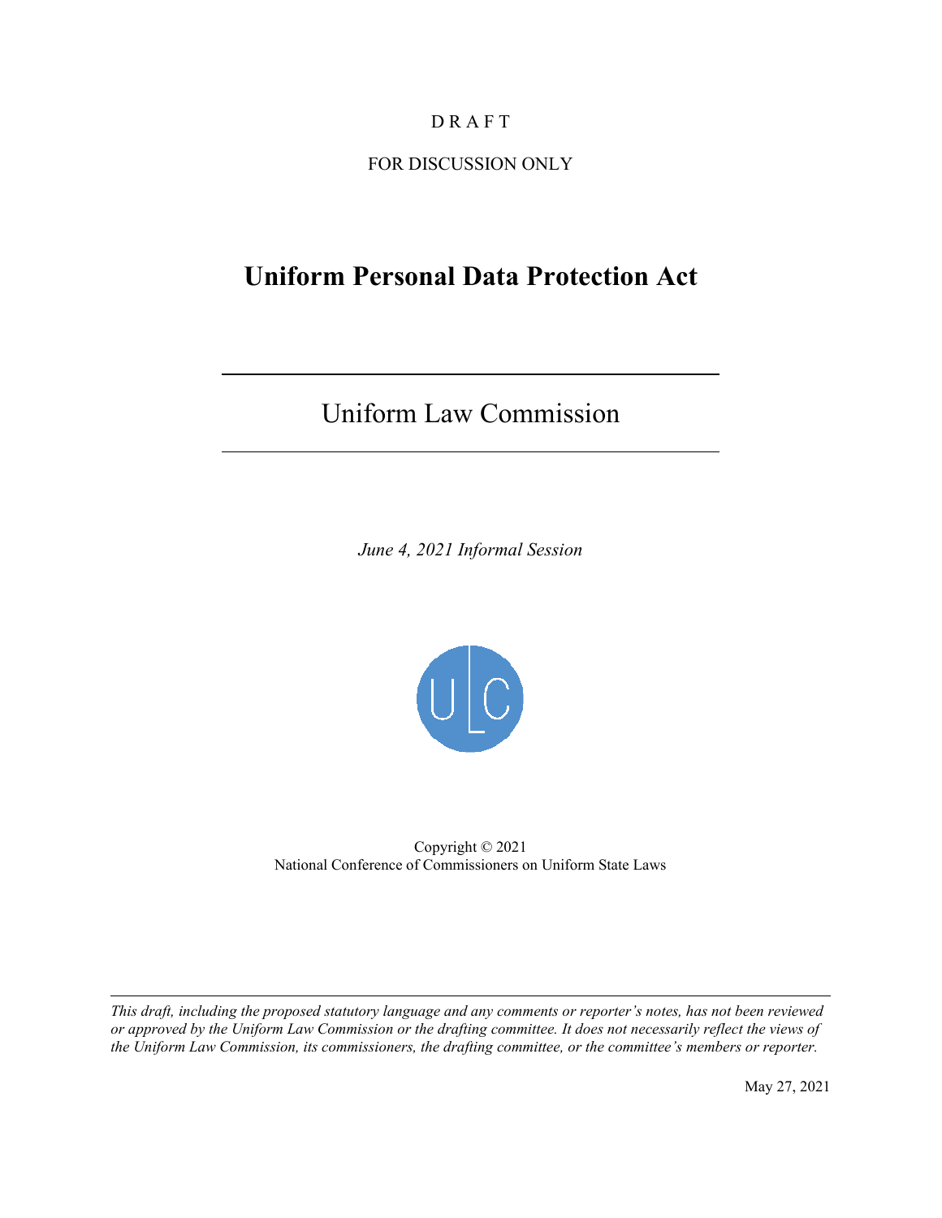D R A F T

FOR DISCUSSION ONLY

# Uniform Personal Data Protection Act

---

Uniform Law Commission

---

*June 4, 2021 Informal Session*

Copyright © 2021
National Conference of Commissioners on Uniform State Laws

---

*This draft, including the proposed statutory language and any comments or reporter's notes, has not been reviewed or approved by the Uniform Law Commission or the drafting committee. It does not necessarily reflect the views of the Uniform Law Commission, its commissioners, the drafting committee, or the committee's members or reporter.*

May 27, 2021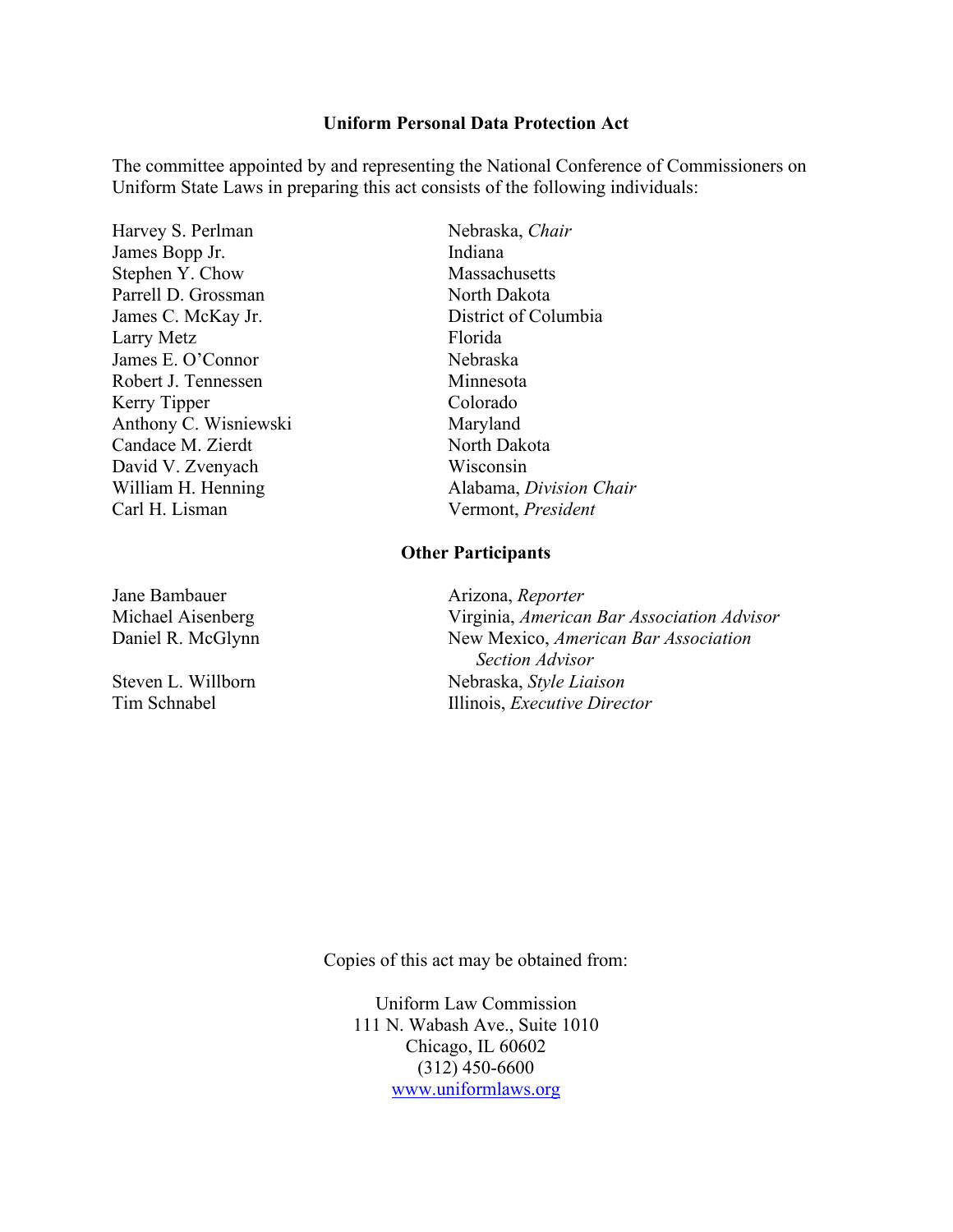**Uniform Personal Data Protection Act**

The committee appointed by and representing the National Conference of Commissioners on Uniform State Laws in preparing this act consists of the following individuals:

| | |
|---|---|
| Harvey S. Perlman | Nebraska, *Chair* |
| James Bopp Jr. | Indiana |
| Stephen Y. Chow | Massachusetts |
| Parrell D. Grossman | North Dakota |
| James C. McKay Jr. | District of Columbia |
| Larry Metz | Florida |
| James E. O'Connor | Nebraska |
| Robert J. Tennessen | Minnesota |
| Kerry Tipper | Colorado |
| Anthony C. Wisniewski | Maryland |
| Candace M. Zierdt | North Dakota |
| David V. Zvenyach | Wisconsin |
| William H. Henning | Alabama, *Division Chair* |
| Carl H. Lisman | Vermont, *President* |

**Other Participants**

| | |
|---|---|
| Jane Bambauer | Arizona, *Reporter* |
| Michael Aisenberg | Virginia, *American Bar Association Advisor* |
| Daniel R. McGlynn | New Mexico, *American Bar Association Section Advisor* |
| Steven L. Willborn | Nebraska, *Style Liaison* |
| Tim Schnabel | Illinois, *Executive Director* |

Copies of this act may be obtained from:

Uniform Law Commission
111 N. Wabash Ave., Suite 1010
Chicago, IL 60602
(312) 450-6600
www.uniformlaws.org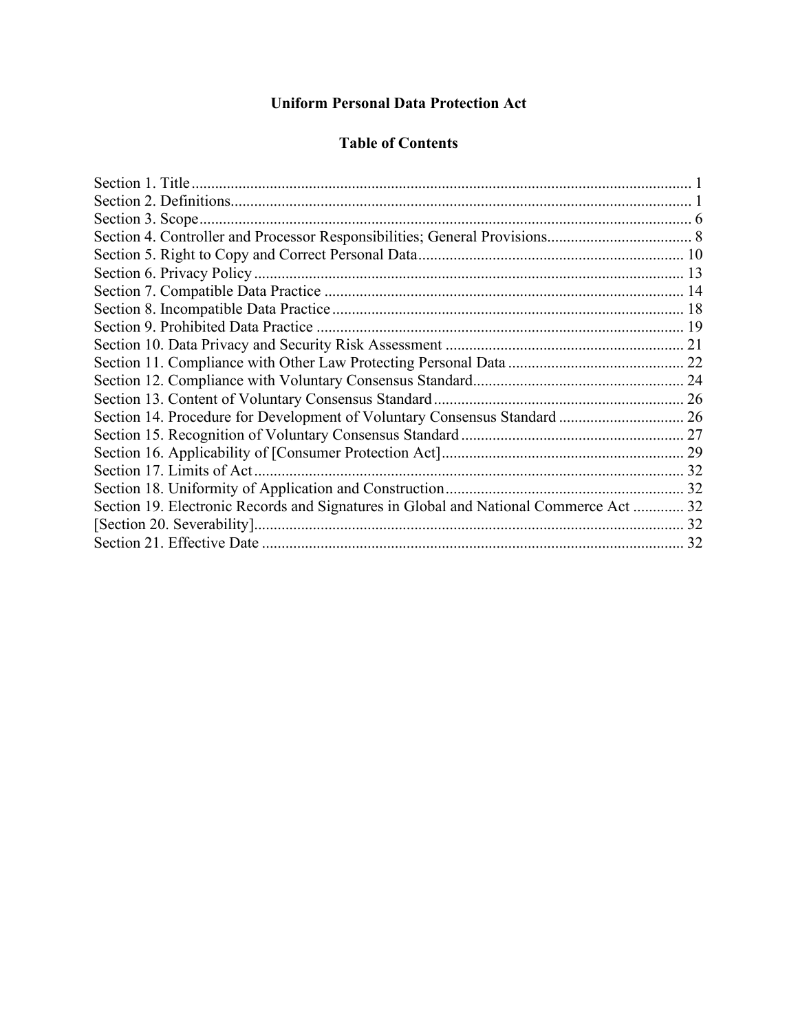# Uniform Personal Data Protection Act

## Table of Contents

Section 1. Title ........................................................................................................................ 1
Section 2. Definitions................................................................................................................ 1
Section 3. Scope........................................................................................................................ 6
Section 4. Controller and Processor Responsibilities; General Provisions..................................... 8
Section 5. Right to Copy and Correct Personal Data.................................................................. 10
Section 6. Privacy Policy ......................................................................................................... 13
Section 7. Compatible Data Practice ......................................................................................... 14
Section 8. Incompatible Data Practice ....................................................................................... 18
Section 9. Prohibited Data Practice ........................................................................................... 19
Section 10. Data Privacy and Security Risk Assessment ........................................................... 21
Section 11. Compliance with Other Law Protecting Personal Data ............................................ 22
Section 12. Compliance with Voluntary Consensus Standard..................................................... 24
Section 13. Content of Voluntary Consensus Standard .............................................................. 26
Section 14. Procedure for Development of Voluntary Consensus Standard ................................ 26
Section 15. Recognition of Voluntary Consensus Standard ........................................................ 27
Section 16. Applicability of [Consumer Protection Act]............................................................. 29
Section 17. Limits of Act.......................................................................................................... 32
Section 18. Uniformity of Application and Construction........................................................... 32
Section 19. Electronic Records and Signatures in Global and National Commerce Act ............. 32
[Section 20. Severability].......................................................................................................... 32
Section 21. Effective Date ........................................................................................................ 32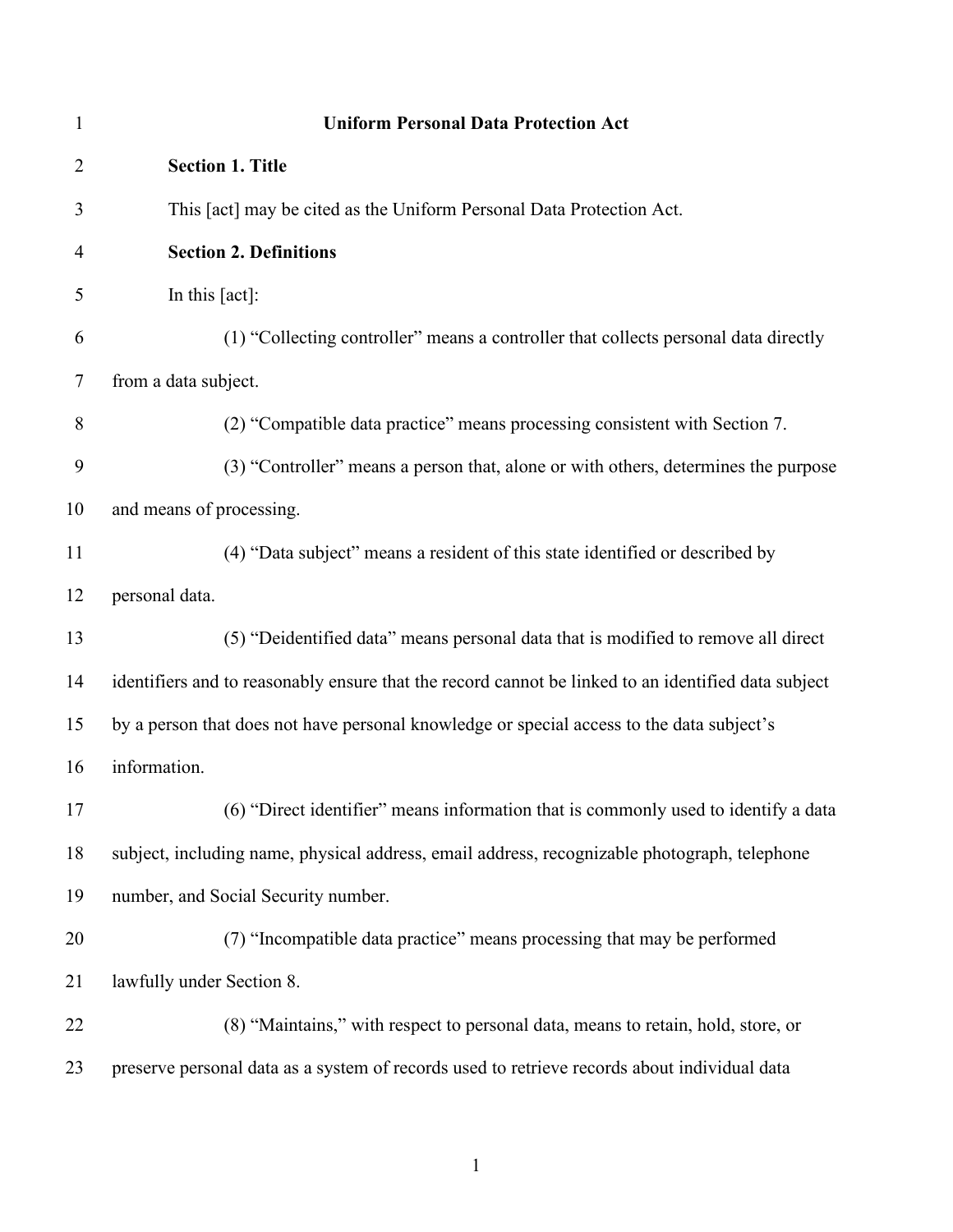# Uniform Personal Data Protection Act

## Section 1. Title

This [act] may be cited as the Uniform Personal Data Protection Act.

## Section 2. Definitions

In this [act]:

(1) "Collecting controller" means a controller that collects personal data directly from a data subject.

(2) "Compatible data practice" means processing consistent with Section 7.

(3) "Controller" means a person that, alone or with others, determines the purpose and means of processing.

(4) "Data subject" means a resident of this state identified or described by personal data.

(5) "Deidentified data" means personal data that is modified to remove all direct identifiers and to reasonably ensure that the record cannot be linked to an identified data subject by a person that does not have personal knowledge or special access to the data subject's information.

(6) "Direct identifier" means information that is commonly used to identify a data subject, including name, physical address, email address, recognizable photograph, telephone number, and Social Security number.

(7) "Incompatible data practice" means processing that may be performed lawfully under Section 8.

(8) "Maintains," with respect to personal data, means to retain, hold, store, or preserve personal data as a system of records used to retrieve records about individual data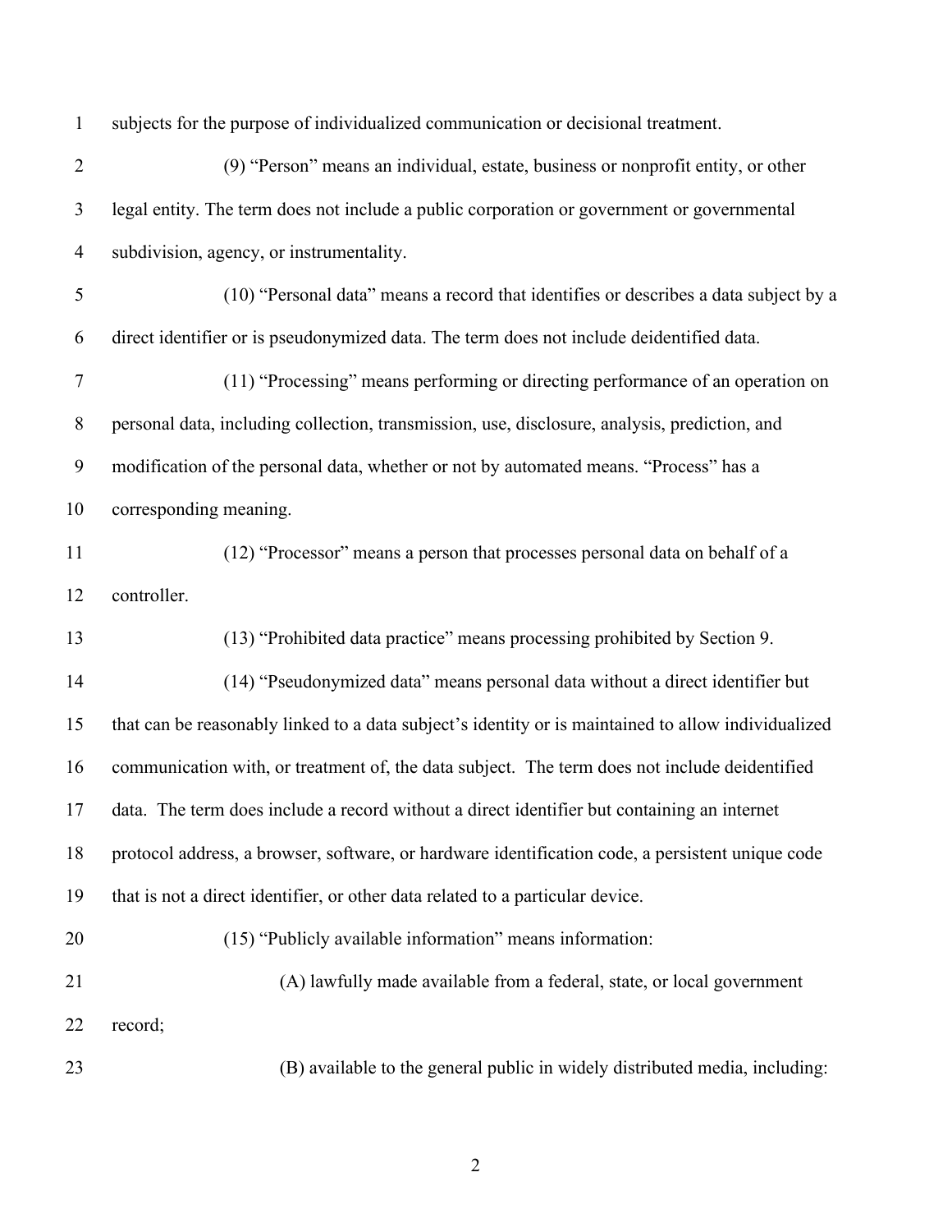subjects for the purpose of individualized communication or decisional treatment.

(9) “Person” means an individual, estate, business or nonprofit entity, or other legal entity. The term does not include a public corporation or government or governmental subdivision, agency, or instrumentality.

(10) “Personal data” means a record that identifies or describes a data subject by a direct identifier or is pseudonymized data. The term does not include deidentified data.

(11) “Processing” means performing or directing performance of an operation on personal data, including collection, transmission, use, disclosure, analysis, prediction, and modification of the personal data, whether or not by automated means. “Process” has a corresponding meaning.

(12) “Processor” means a person that processes personal data on behalf of a controller.

(13) “Prohibited data practice” means processing prohibited by Section 9.

(14) “Pseudonymized data” means personal data without a direct identifier but that can be reasonably linked to a data subject’s identity or is maintained to allow individualized communication with, or treatment of, the data subject. The term does not include deidentified data. The term does include a record without a direct identifier but containing an internet protocol address, a browser, software, or hardware identification code, a persistent unique code that is not a direct identifier, or other data related to a particular device.

(15) “Publicly available information” means information:

(A) lawfully made available from a federal, state, or local government record;

(B) available to the general public in widely distributed media, including: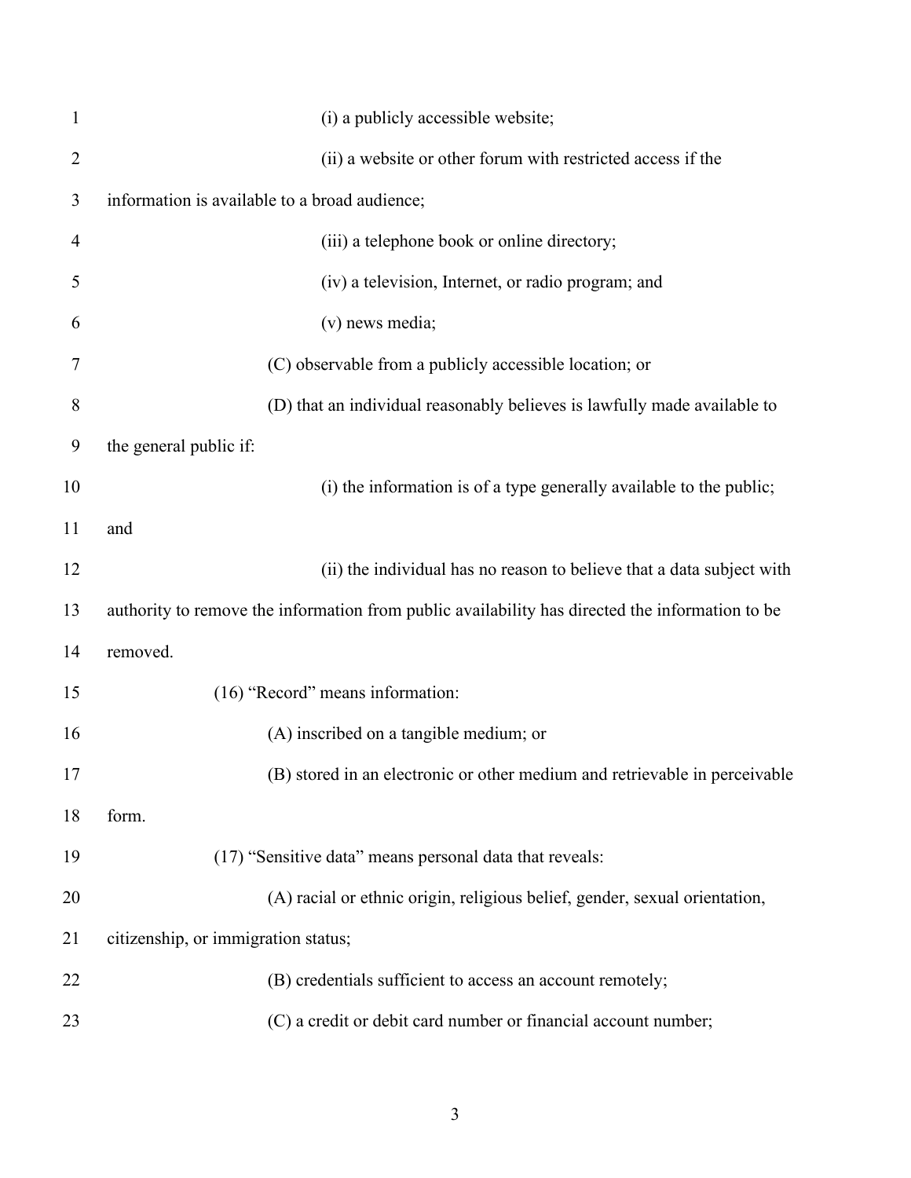(i) a publicly accessible website;

(ii) a website or other forum with restricted access if the information is available to a broad audience;

(iii) a telephone book or online directory;

(iv) a television, Internet, or radio program; and

(v) news media;

(C) observable from a publicly accessible location; or

(D) that an individual reasonably believes is lawfully made available to the general public if:

(i) the information is of a type generally available to the public; and

(ii) the individual has no reason to believe that a data subject with authority to remove the information from public availability has directed the information to be removed.

(16) "Record" means information:

(A) inscribed on a tangible medium; or

(B) stored in an electronic or other medium and retrievable in perceivable form.

(17) "Sensitive data" means personal data that reveals:

(A) racial or ethnic origin, religious belief, gender, sexual orientation, citizenship, or immigration status;

(B) credentials sufficient to access an account remotely;

(C) a credit or debit card number or financial account number;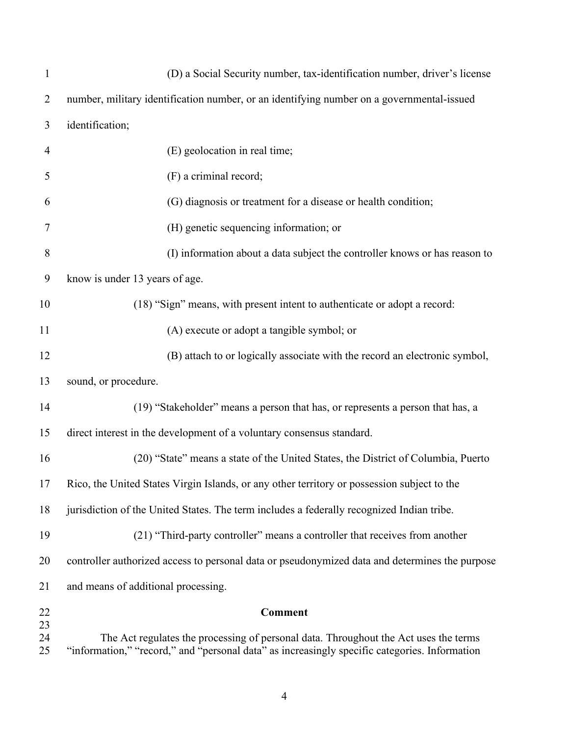(D) a Social Security number, tax-identification number, driver's license number, military identification number, or an identifying number on a governmental-issued identification;

(E) geolocation in real time;

(F) a criminal record;

(G) diagnosis or treatment for a disease or health condition;

(H) genetic sequencing information; or

(I) information about a data subject the controller knows or has reason to know is under 13 years of age.

(18) "Sign" means, with present intent to authenticate or adopt a record:

(A) execute or adopt a tangible symbol; or

(B) attach to or logically associate with the record an electronic symbol, sound, or procedure.

(19) "Stakeholder" means a person that has, or represents a person that has, a direct interest in the development of a voluntary consensus standard.

(20) "State" means a state of the United States, the District of Columbia, Puerto Rico, the United States Virgin Islands, or any other territory or possession subject to the jurisdiction of the United States. The term includes a federally recognized Indian tribe.

(21) "Third-party controller" means a controller that receives from another controller authorized access to personal data or pseudonymized data and determines the purpose and means of additional processing.

**Comment**

The Act regulates the processing of personal data. Throughout the Act uses the terms "information," "record," and "personal data" as increasingly specific categories. Information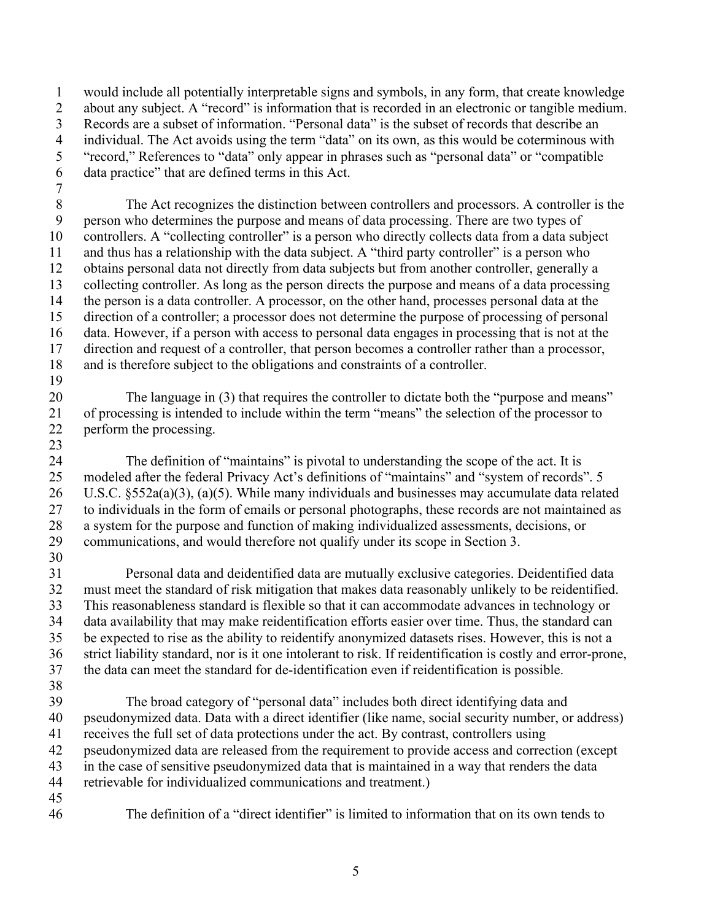would include all potentially interpretable signs and symbols, in any form, that create knowledge about any subject. A "record" is information that is recorded in an electronic or tangible medium. Records are a subset of information. "Personal data" is the subset of records that describe an individual. The Act avoids using the term "data" on its own, as this would be coterminous with "record," References to "data" only appear in phrases such as "personal data" or "compatible data practice" that are defined terms in this Act.

The Act recognizes the distinction between controllers and processors. A controller is the person who determines the purpose and means of data processing. There are two types of controllers. A "collecting controller" is a person who directly collects data from a data subject and thus has a relationship with the data subject. A "third party controller" is a person who obtains personal data not directly from data subjects but from another controller, generally a collecting controller. As long as the person directs the purpose and means of a data processing the person is a data controller. A processor, on the other hand, processes personal data at the direction of a controller; a processor does not determine the purpose of processing of personal data. However, if a person with access to personal data engages in processing that is not at the direction and request of a controller, that person becomes a controller rather than a processor, and is therefore subject to the obligations and constraints of a controller.

The language in (3) that requires the controller to dictate both the "purpose and means" of processing is intended to include within the term "means" the selection of the processor to perform the processing.

The definition of "maintains" is pivotal to understanding the scope of the act. It is modeled after the federal Privacy Act's definitions of "maintains" and "system of records". 5 U.S.C. §552a(a)(3), (a)(5). While many individuals and businesses may accumulate data related to individuals in the form of emails or personal photographs, these records are not maintained as a system for the purpose and function of making individualized assessments, decisions, or communications, and would therefore not qualify under its scope in Section 3.

Personal data and deidentified data are mutually exclusive categories. Deidentified data must meet the standard of risk mitigation that makes data reasonably unlikely to be reidentified. This reasonableness standard is flexible so that it can accommodate advances in technology or data availability that may make reidentification efforts easier over time. Thus, the standard can be expected to rise as the ability to reidentify anonymized datasets rises. However, this is not a strict liability standard, nor is it one intolerant to risk. If reidentification is costly and error-prone, the data can meet the standard for de-identification even if reidentification is possible.

The broad category of "personal data" includes both direct identifying data and pseudonymized data. Data with a direct identifier (like name, social security number, or address) receives the full set of data protections under the act. By contrast, controllers using pseudonymized data are released from the requirement to provide access and correction (except in the case of sensitive pseudonymized data that is maintained in a way that renders the data retrievable for individualized communications and treatment.)

The definition of a "direct identifier" is limited to information that on its own tends to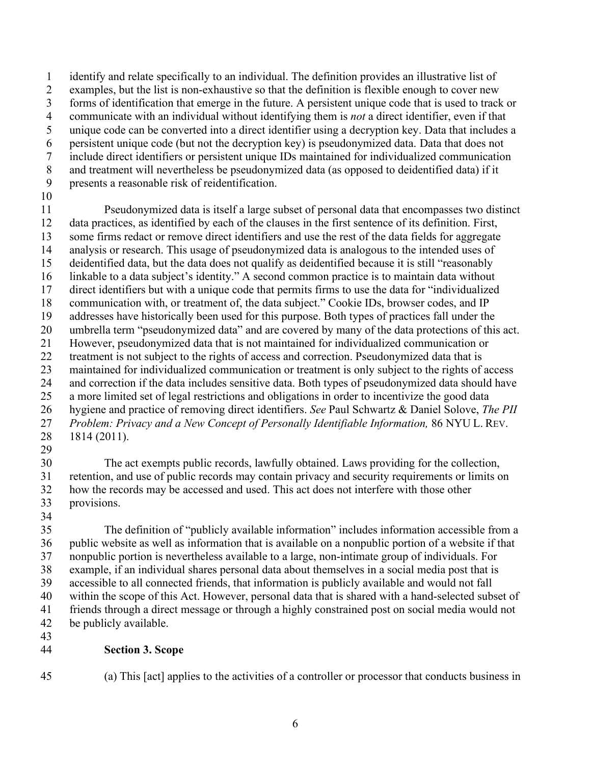identify and relate specifically to an individual. The definition provides an illustrative list of examples, but the list is non-exhaustive so that the definition is flexible enough to cover new forms of identification that emerge in the future. A persistent unique code that is used to track or communicate with an individual without identifying them is *not* a direct identifier, even if that unique code can be converted into a direct identifier using a decryption key. Data that includes a persistent unique code (but not the decryption key) is pseudonymized data. Data that does not include direct identifiers or persistent unique IDs maintained for individualized communication and treatment will nevertheless be pseudonymized data (as opposed to deidentified data) if it presents a reasonable risk of reidentification.

Pseudonymized data is itself a large subset of personal data that encompasses two distinct data practices, as identified by each of the clauses in the first sentence of its definition. First, some firms redact or remove direct identifiers and use the rest of the data fields for aggregate analysis or research. This usage of pseudonymized data is analogous to the intended uses of deidentified data, but the data does not qualify as deidentified because it is still "reasonably linkable to a data subject's identity." A second common practice is to maintain data without direct identifiers but with a unique code that permits firms to use the data for "individualized communication with, or treatment of, the data subject." Cookie IDs, browser codes, and IP addresses have historically been used for this purpose. Both types of practices fall under the umbrella term "pseudonymized data" and are covered by many of the data protections of this act. However, pseudonymized data that is not maintained for individualized communication or treatment is not subject to the rights of access and correction. Pseudonymized data that is maintained for individualized communication or treatment is only subject to the rights of access and correction if the data includes sensitive data. Both types of pseudonymized data should have a more limited set of legal restrictions and obligations in order to incentivize the good data hygiene and practice of removing direct identifiers. *See* Paul Schwartz & Daniel Solove, *The PII Problem: Privacy and a New Concept of Personally Identifiable Information,* 86 NYU L. REV. 1814 (2011).

The act exempts public records, lawfully obtained. Laws providing for the collection, retention, and use of public records may contain privacy and security requirements or limits on how the records may be accessed and used. This act does not interfere with those other provisions.

The definition of "publicly available information" includes information accessible from a public website as well as information that is available on a nonpublic portion of a website if that nonpublic portion is nevertheless available to a large, non-intimate group of individuals. For example, if an individual shares personal data about themselves in a social media post that is accessible to all connected friends, that information is publicly available and would not fall within the scope of this Act. However, personal data that is shared with a hand-selected subset of friends through a direct message or through a highly constrained post on social media would not be publicly available.

**Section 3. Scope**

(a) This [act] applies to the activities of a controller or processor that conducts business in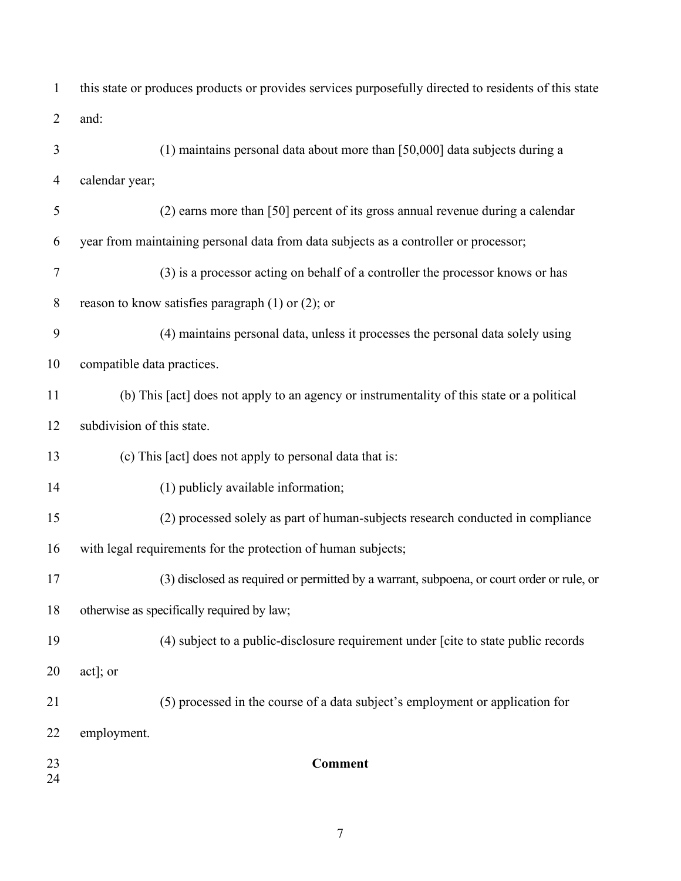this state or produces products or provides services purposefully directed to residents of this state and:

(1) maintains personal data about more than [50,000] data subjects during a calendar year;

(2) earns more than [50] percent of its gross annual revenue during a calendar year from maintaining personal data from data subjects as a controller or processor;

(3) is a processor acting on behalf of a controller the processor knows or has reason to know satisfies paragraph (1) or (2); or

(4) maintains personal data, unless it processes the personal data solely using compatible data practices.

(b) This [act] does not apply to an agency or instrumentality of this state or a political subdivision of this state.

(c) This [act] does not apply to personal data that is:

(1) publicly available information;

(2) processed solely as part of human-subjects research conducted in compliance with legal requirements for the protection of human subjects;

(3) disclosed as required or permitted by a warrant, subpoena, or court order or rule, or otherwise as specifically required by law;

(4) subject to a public-disclosure requirement under [cite to state public records act]; or

(5) processed in the course of a data subject's employment or application for employment.

**Comment**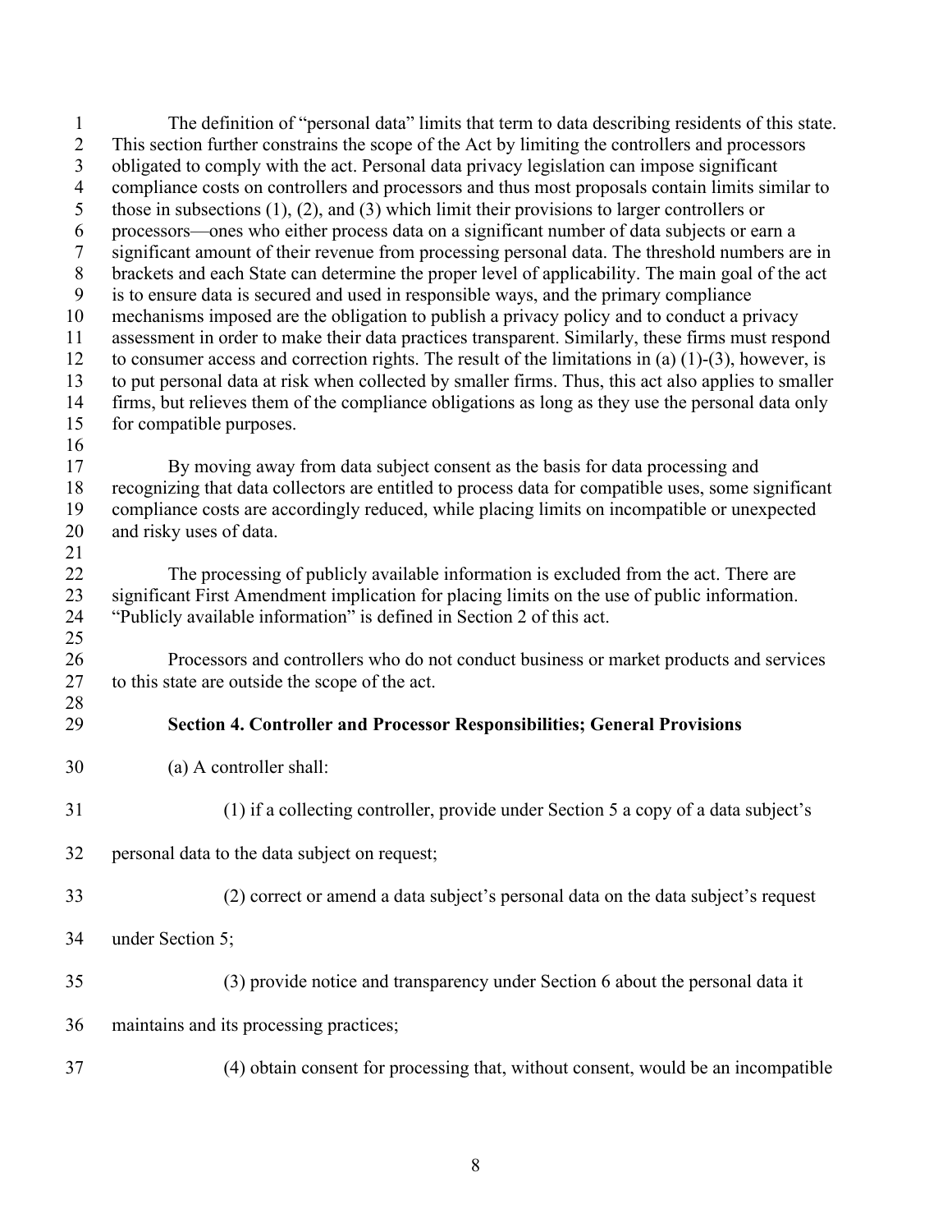The definition of "personal data" limits that term to data describing residents of this state. This section further constrains the scope of the Act by limiting the controllers and processors obligated to comply with the act. Personal data privacy legislation can impose significant compliance costs on controllers and processors and thus most proposals contain limits similar to those in subsections (1), (2), and (3) which limit their provisions to larger controllers or processors—ones who either process data on a significant number of data subjects or earn a significant amount of their revenue from processing personal data. The threshold numbers are in brackets and each State can determine the proper level of applicability. The main goal of the act is to ensure data is secured and used in responsible ways, and the primary compliance mechanisms imposed are the obligation to publish a privacy policy and to conduct a privacy assessment in order to make their data practices transparent. Similarly, these firms must respond to consumer access and correction rights. The result of the limitations in (a) (1)-(3), however, is to put personal data at risk when collected by smaller firms. Thus, this act also applies to smaller firms, but relieves them of the compliance obligations as long as they use the personal data only for compatible purposes.

By moving away from data subject consent as the basis for data processing and recognizing that data collectors are entitled to process data for compatible uses, some significant compliance costs are accordingly reduced, while placing limits on incompatible or unexpected and risky uses of data.

The processing of publicly available information is excluded from the act. There are significant First Amendment implication for placing limits on the use of public information. "Publicly available information" is defined in Section 2 of this act.

Processors and controllers who do not conduct business or market products and services to this state are outside the scope of the act.

## Section 4. Controller and Processor Responsibilities; General Provisions

(a) A controller shall:

(1) if a collecting controller, provide under Section 5 a copy of a data subject's personal data to the data subject on request;

(2) correct or amend a data subject's personal data on the data subject's request under Section 5;

(3) provide notice and transparency under Section 6 about the personal data it maintains and its processing practices;

(4) obtain consent for processing that, without consent, would be an incompatible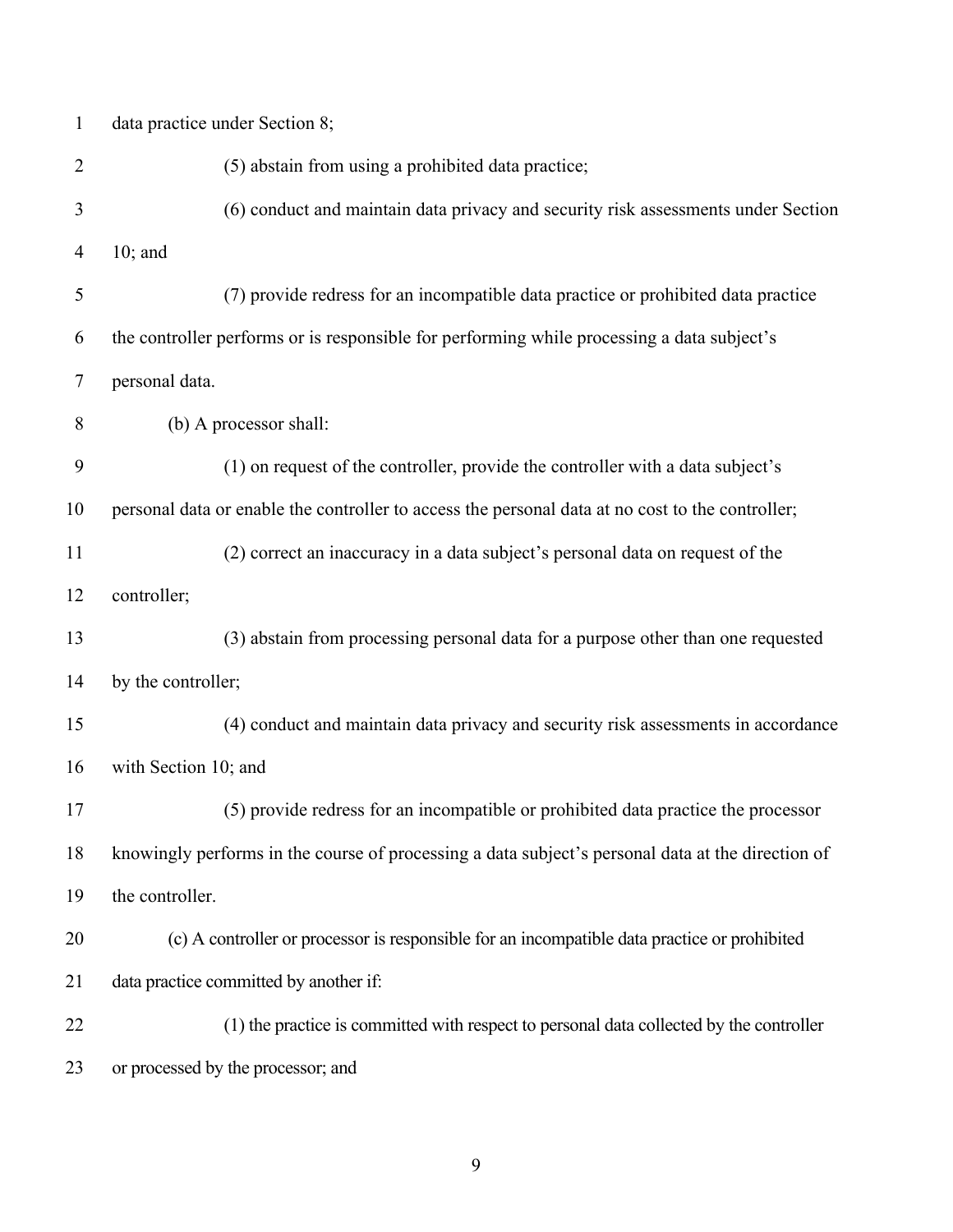data practice under Section 8;

(5) abstain from using a prohibited data practice;

(6) conduct and maintain data privacy and security risk assessments under Section 10; and

(7) provide redress for an incompatible data practice or prohibited data practice the controller performs or is responsible for performing while processing a data subject's personal data.

(b) A processor shall:

(1) on request of the controller, provide the controller with a data subject's personal data or enable the controller to access the personal data at no cost to the controller;

(2) correct an inaccuracy in a data subject's personal data on request of the controller;

(3) abstain from processing personal data for a purpose other than one requested by the controller;

(4) conduct and maintain data privacy and security risk assessments in accordance with Section 10; and

(5) provide redress for an incompatible or prohibited data practice the processor knowingly performs in the course of processing a data subject's personal data at the direction of the controller.

(c) A controller or processor is responsible for an incompatible data practice or prohibited data practice committed by another if:

(1) the practice is committed with respect to personal data collected by the controller or processed by the processor; and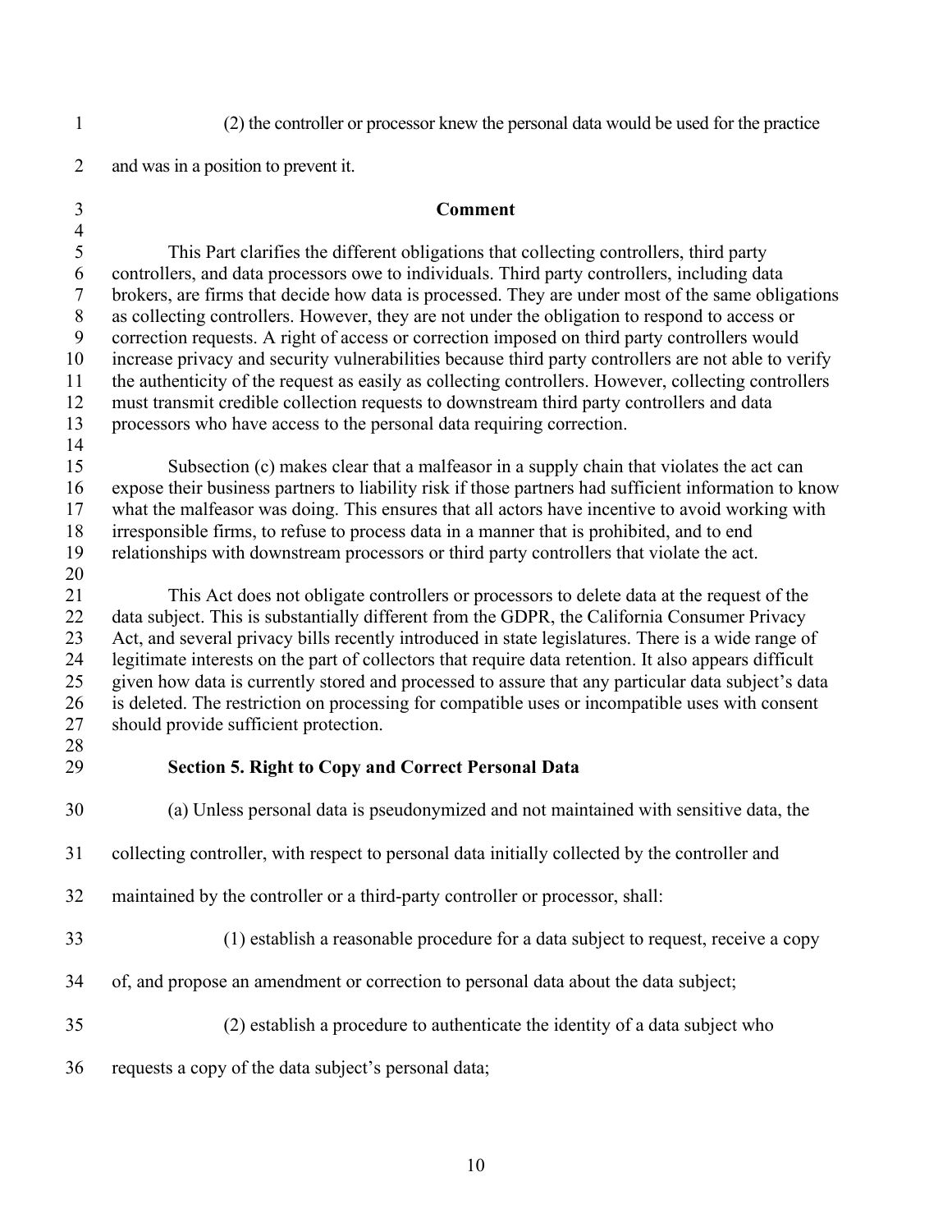(2) the controller or processor knew the personal data would be used for the practice and was in a position to prevent it.

**Comment**

This Part clarifies the different obligations that collecting controllers, third party controllers, and data processors owe to individuals. Third party controllers, including data brokers, are firms that decide how data is processed. They are under most of the same obligations as collecting controllers. However, they are not under the obligation to respond to access or correction requests. A right of access or correction imposed on third party controllers would increase privacy and security vulnerabilities because third party controllers are not able to verify the authenticity of the request as easily as collecting controllers. However, collecting controllers must transmit credible collection requests to downstream third party controllers and data processors who have access to the personal data requiring correction.

Subsection (c) makes clear that a malfeasor in a supply chain that violates the act can expose their business partners to liability risk if those partners had sufficient information to know what the malfeasor was doing. This ensures that all actors have incentive to avoid working with irresponsible firms, to refuse to process data in a manner that is prohibited, and to end relationships with downstream processors or third party controllers that violate the act.

This Act does not obligate controllers or processors to delete data at the request of the data subject. This is substantially different from the GDPR, the California Consumer Privacy Act, and several privacy bills recently introduced in state legislatures. There is a wide range of legitimate interests on the part of collectors that require data retention. It also appears difficult given how data is currently stored and processed to assure that any particular data subject's data is deleted. The restriction on processing for compatible uses or incompatible uses with consent should provide sufficient protection.

### Section 5. Right to Copy and Correct Personal Data

(a) Unless personal data is pseudonymized and not maintained with sensitive data, the collecting controller, with respect to personal data initially collected by the controller and maintained by the controller or a third-party controller or processor, shall:

(1) establish a reasonable procedure for a data subject to request, receive a copy of, and propose an amendment or correction to personal data about the data subject;

(2) establish a procedure to authenticate the identity of a data subject who requests a copy of the data subject's personal data;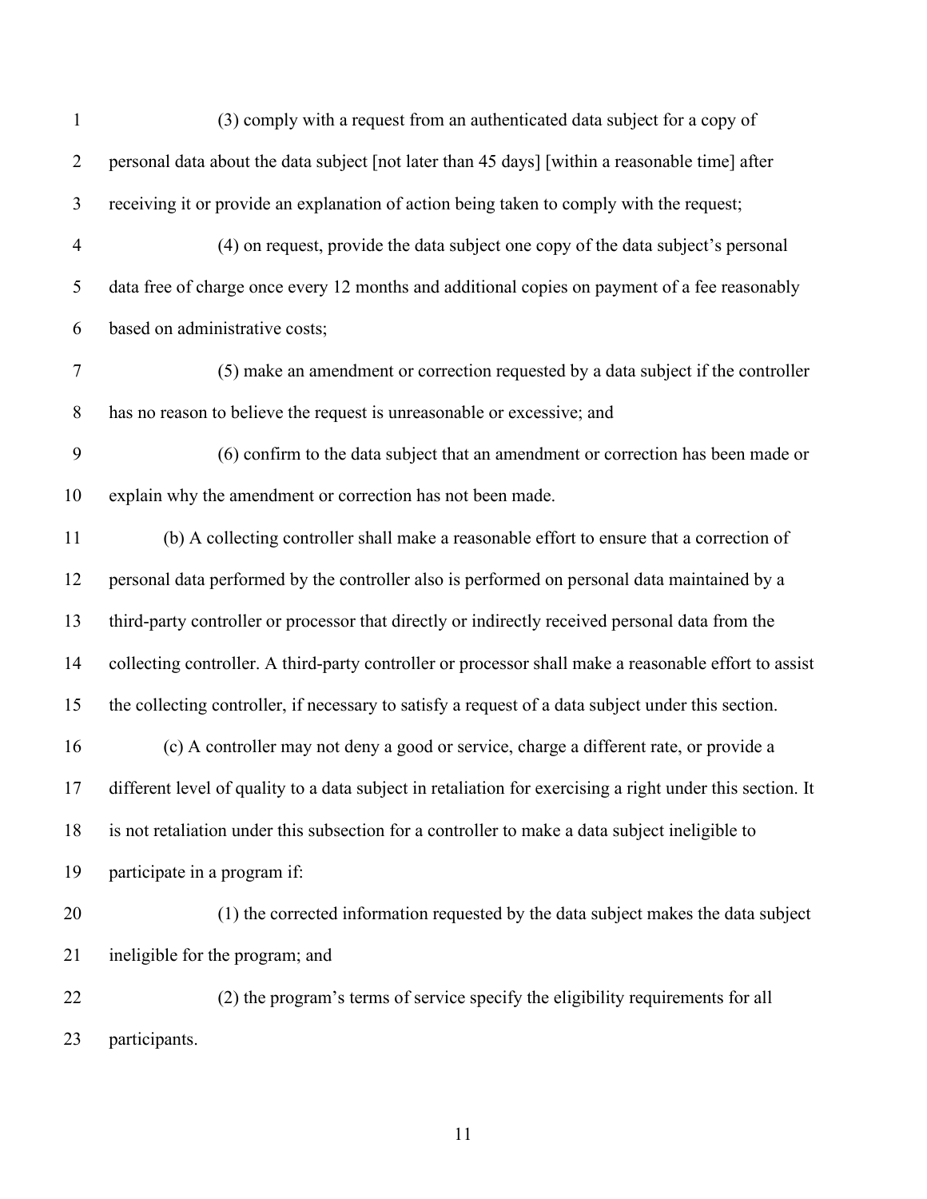(3) comply with a request from an authenticated data subject for a copy of personal data about the data subject [not later than 45 days] [within a reasonable time] after receiving it or provide an explanation of action being taken to comply with the request;

(4) on request, provide the data subject one copy of the data subject's personal data free of charge once every 12 months and additional copies on payment of a fee reasonably based on administrative costs;

(5) make an amendment or correction requested by a data subject if the controller has no reason to believe the request is unreasonable or excessive; and

(6) confirm to the data subject that an amendment or correction has been made or explain why the amendment or correction has not been made.

(b) A collecting controller shall make a reasonable effort to ensure that a correction of personal data performed by the controller also is performed on personal data maintained by a third-party controller or processor that directly or indirectly received personal data from the collecting controller. A third-party controller or processor shall make a reasonable effort to assist the collecting controller, if necessary to satisfy a request of a data subject under this section.

(c) A controller may not deny a good or service, charge a different rate, or provide a different level of quality to a data subject in retaliation for exercising a right under this section. It is not retaliation under this subsection for a controller to make a data subject ineligible to participate in a program if:

(1) the corrected information requested by the data subject makes the data subject ineligible for the program; and

(2) the program's terms of service specify the eligibility requirements for all participants.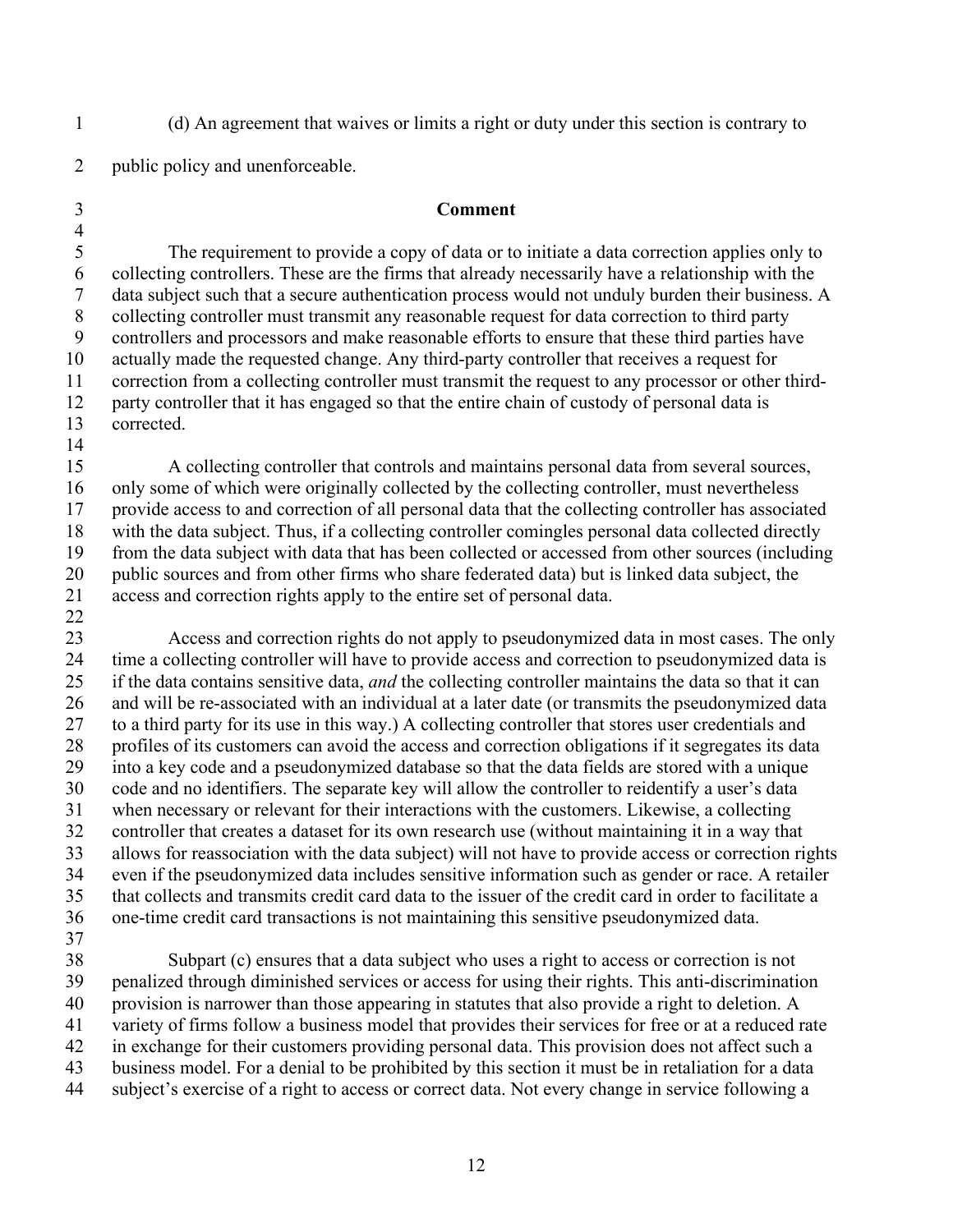(d) An agreement that waives or limits a right or duty under this section is contrary to public policy and unenforceable.

### Comment

The requirement to provide a copy of data or to initiate a data correction applies only to collecting controllers. These are the firms that already necessarily have a relationship with the data subject such that a secure authentication process would not unduly burden their business. A collecting controller must transmit any reasonable request for data correction to third party controllers and processors and make reasonable efforts to ensure that these third parties have actually made the requested change. Any third-party controller that receives a request for correction from a collecting controller must transmit the request to any processor or other third-party controller that it has engaged so that the entire chain of custody of personal data is corrected.

A collecting controller that controls and maintains personal data from several sources, only some of which were originally collected by the collecting controller, must nevertheless provide access to and correction of all personal data that the collecting controller has associated with the data subject. Thus, if a collecting controller comingles personal data collected directly from the data subject with data that has been collected or accessed from other sources (including public sources and from other firms who share federated data) but is linked data subject, the access and correction rights apply to the entire set of personal data.

Access and correction rights do not apply to pseudonymized data in most cases. The only time a collecting controller will have to provide access and correction to pseudonymized data is if the data contains sensitive data, *and* the collecting controller maintains the data so that it can and will be re-associated with an individual at a later date (or transmits the pseudonymized data to a third party for its use in this way.) A collecting controller that stores user credentials and profiles of its customers can avoid the access and correction obligations if it segregates its data into a key code and a pseudonymized database so that the data fields are stored with a unique code and no identifiers. The separate key will allow the controller to reidentify a user's data when necessary or relevant for their interactions with the customers. Likewise, a collecting controller that creates a dataset for its own research use (without maintaining it in a way that allows for reassociation with the data subject) will not have to provide access or correction rights even if the pseudonymized data includes sensitive information such as gender or race. A retailer that collects and transmits credit card data to the issuer of the credit card in order to facilitate a one-time credit card transactions is not maintaining this sensitive pseudonymized data.

Subpart (c) ensures that a data subject who uses a right to access or correction is not penalized through diminished services or access for using their rights. This anti-discrimination provision is narrower than those appearing in statutes that also provide a right to deletion. A variety of firms follow a business model that provides their services for free or at a reduced rate in exchange for their customers providing personal data. This provision does not affect such a business model. For a denial to be prohibited by this section it must be in retaliation for a data subject's exercise of a right to access or correct data. Not every change in service following a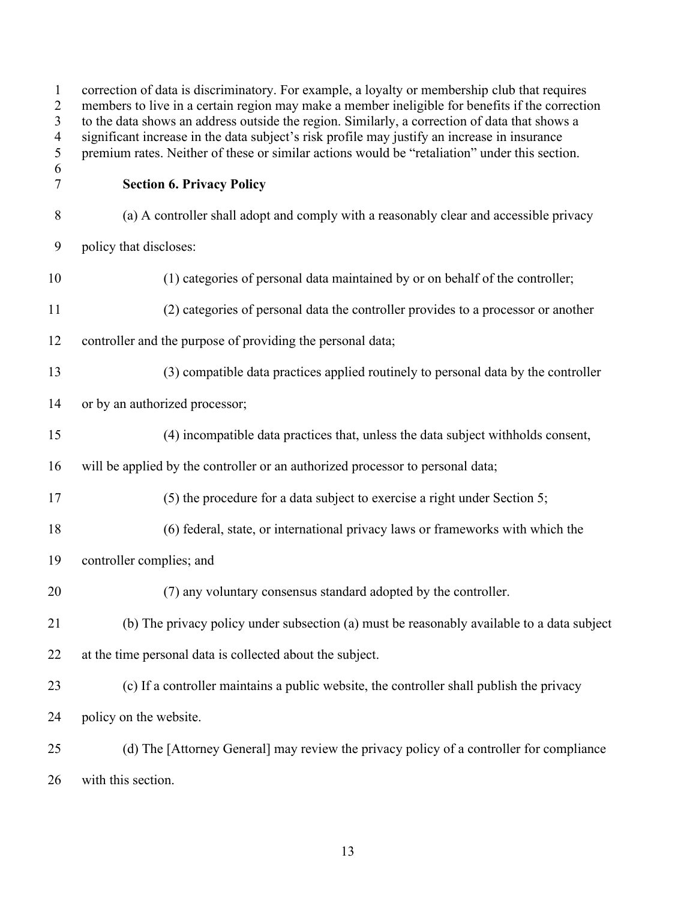correction of data is discriminatory. For example, a loyalty or membership club that requires members to live in a certain region may make a member ineligible for benefits if the correction to the data shows an address outside the region. Similarly, a correction of data that shows a significant increase in the data subject's risk profile may justify an increase in insurance premium rates. Neither of these or similar actions would be "retaliation" under this section.

**Section 6. Privacy Policy**

(a) A controller shall adopt and comply with a reasonably clear and accessible privacy policy that discloses:

(1) categories of personal data maintained by or on behalf of the controller;

(2) categories of personal data the controller provides to a processor or another controller and the purpose of providing the personal data;

(3) compatible data practices applied routinely to personal data by the controller or by an authorized processor;

(4) incompatible data practices that, unless the data subject withholds consent, will be applied by the controller or an authorized processor to personal data;

(5) the procedure for a data subject to exercise a right under Section 5;

(6) federal, state, or international privacy laws or frameworks with which the controller complies; and

(7) any voluntary consensus standard adopted by the controller.

(b) The privacy policy under subsection (a) must be reasonably available to a data subject at the time personal data is collected about the subject.

(c) If a controller maintains a public website, the controller shall publish the privacy policy on the website.

(d) The [Attorney General] may review the privacy policy of a controller for compliance with this section.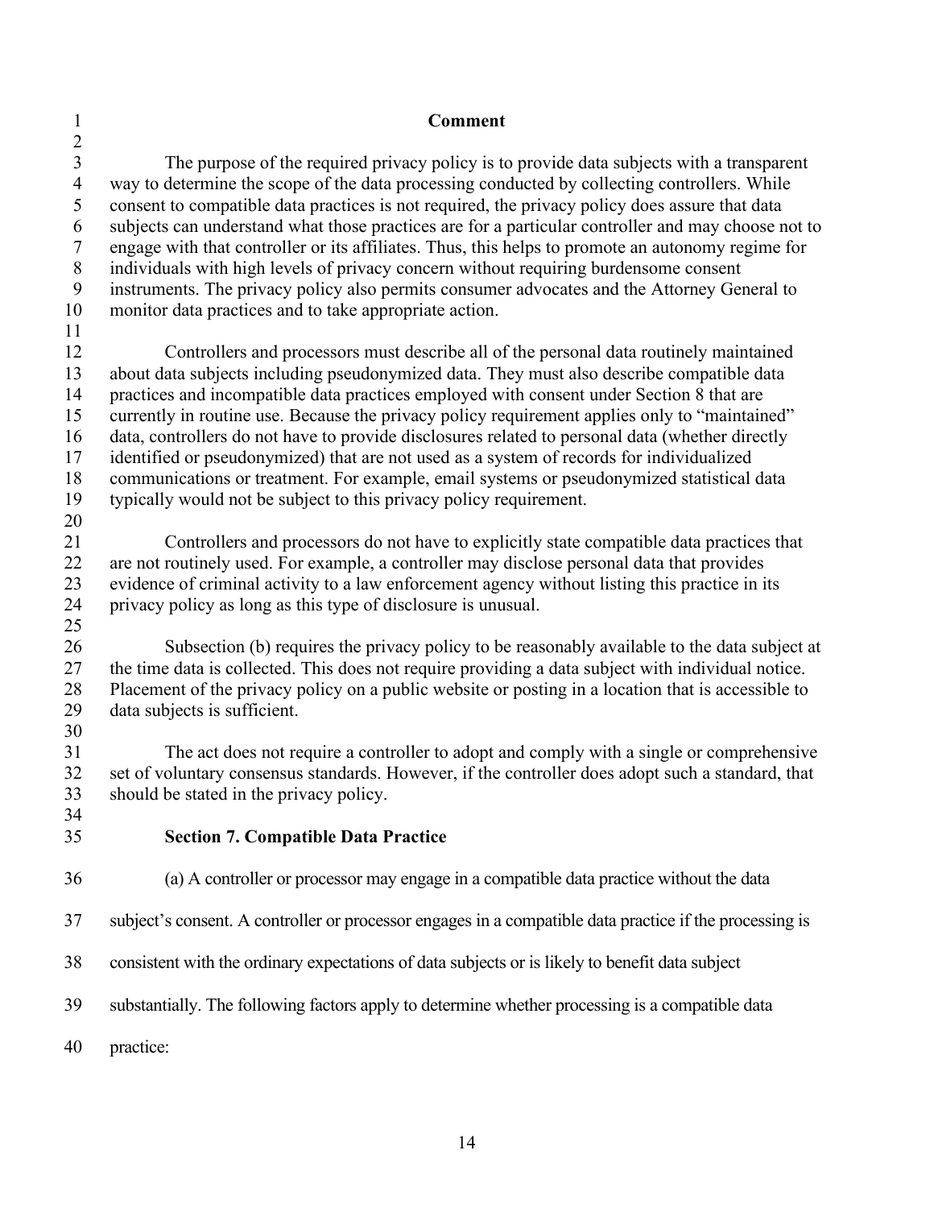**Comment**

The purpose of the required privacy policy is to provide data subjects with a transparent way to determine the scope of the data processing conducted by collecting controllers. While consent to compatible data practices is not required, the privacy policy does assure that data subjects can understand what those practices are for a particular controller and may choose not to engage with that controller or its affiliates. Thus, this helps to promote an autonomy regime for individuals with high levels of privacy concern without requiring burdensome consent instruments. The privacy policy also permits consumer advocates and the Attorney General to monitor data practices and to take appropriate action.

Controllers and processors must describe all of the personal data routinely maintained about data subjects including pseudonymized data. They must also describe compatible data practices and incompatible data practices employed with consent under Section 8 that are currently in routine use. Because the privacy policy requirement applies only to "maintained" data, controllers do not have to provide disclosures related to personal data (whether directly identified or pseudonymized) that are not used as a system of records for individualized communications or treatment. For example, email systems or pseudonymized statistical data typically would not be subject to this privacy policy requirement.

Controllers and processors do not have to explicitly state compatible data practices that are not routinely used. For example, a controller may disclose personal data that provides evidence of criminal activity to a law enforcement agency without listing this practice in its privacy policy as long as this type of disclosure is unusual.

Subsection (b) requires the privacy policy to be reasonably available to the data subject at the time data is collected. This does not require providing a data subject with individual notice. Placement of the privacy policy on a public website or posting in a location that is accessible to data subjects is sufficient.

The act does not require a controller to adopt and comply with a single or comprehensive set of voluntary consensus standards. However, if the controller does adopt such a standard, that should be stated in the privacy policy.

**Section 7. Compatible Data Practice**

(a) A controller or processor may engage in a compatible data practice without the data subject's consent. A controller or processor engages in a compatible data practice if the processing is consistent with the ordinary expectations of data subjects or is likely to benefit data subject substantially. The following factors apply to determine whether processing is a compatible data practice: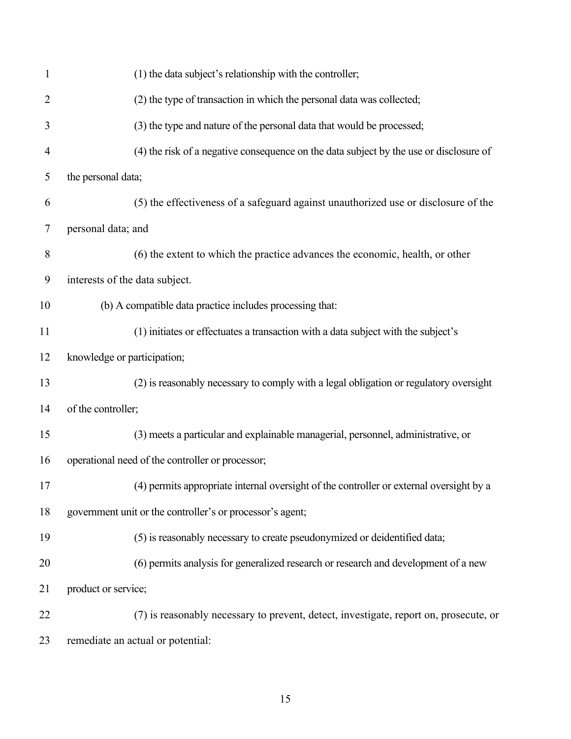(1) the data subject's relationship with the controller;

(2) the type of transaction in which the personal data was collected;

(3) the type and nature of the personal data that would be processed;

(4) the risk of a negative consequence on the data subject by the use or disclosure of the personal data;

(5) the effectiveness of a safeguard against unauthorized use or disclosure of the personal data; and

(6) the extent to which the practice advances the economic, health, or other interests of the data subject.

(b) A compatible data practice includes processing that:

(1) initiates or effectuates a transaction with a data subject with the subject's knowledge or participation;

(2) is reasonably necessary to comply with a legal obligation or regulatory oversight of the controller;

(3) meets a particular and explainable managerial, personnel, administrative, or operational need of the controller or processor;

(4) permits appropriate internal oversight of the controller or external oversight by a government unit or the controller's or processor's agent;

(5) is reasonably necessary to create pseudonymized or deidentified data;

(6) permits analysis for generalized research or research and development of a new product or service;

(7) is reasonably necessary to prevent, detect, investigate, report on, prosecute, or remediate an actual or potential: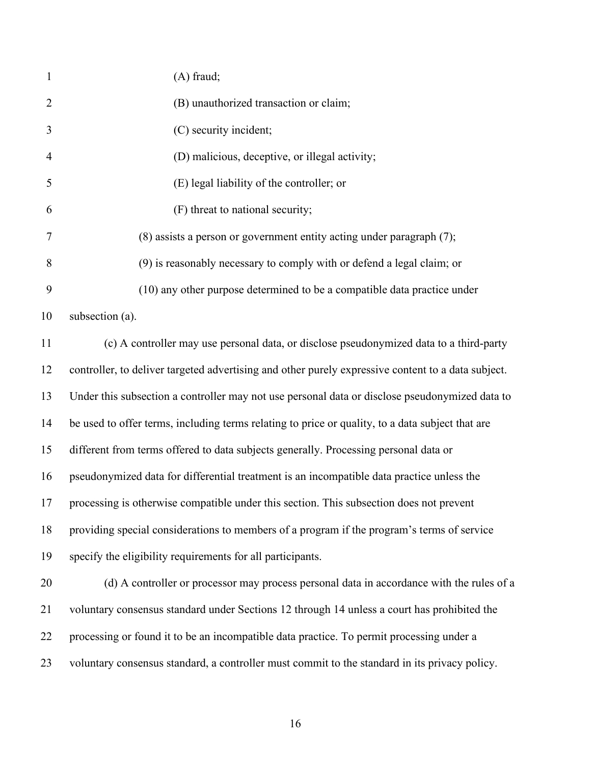(A) fraud;

(B) unauthorized transaction or claim;

(C) security incident;

(D) malicious, deceptive, or illegal activity;

(E) legal liability of the controller; or

(F) threat to national security;

(8) assists a person or government entity acting under paragraph (7);

(9) is reasonably necessary to comply with or defend a legal claim; or

(10) any other purpose determined to be a compatible data practice under subsection (a).

(c) A controller may use personal data, or disclose pseudonymized data to a third-party controller, to deliver targeted advertising and other purely expressive content to a data subject. Under this subsection a controller may not use personal data or disclose pseudonymized data to be used to offer terms, including terms relating to price or quality, to a data subject that are different from terms offered to data subjects generally. Processing personal data or pseudonymized data for differential treatment is an incompatible data practice unless the processing is otherwise compatible under this section. This subsection does not prevent providing special considerations to members of a program if the program's terms of service specify the eligibility requirements for all participants.

(d) A controller or processor may process personal data in accordance with the rules of a voluntary consensus standard under Sections 12 through 14 unless a court has prohibited the processing or found it to be an incompatible data practice. To permit processing under a voluntary consensus standard, a controller must commit to the standard in its privacy policy.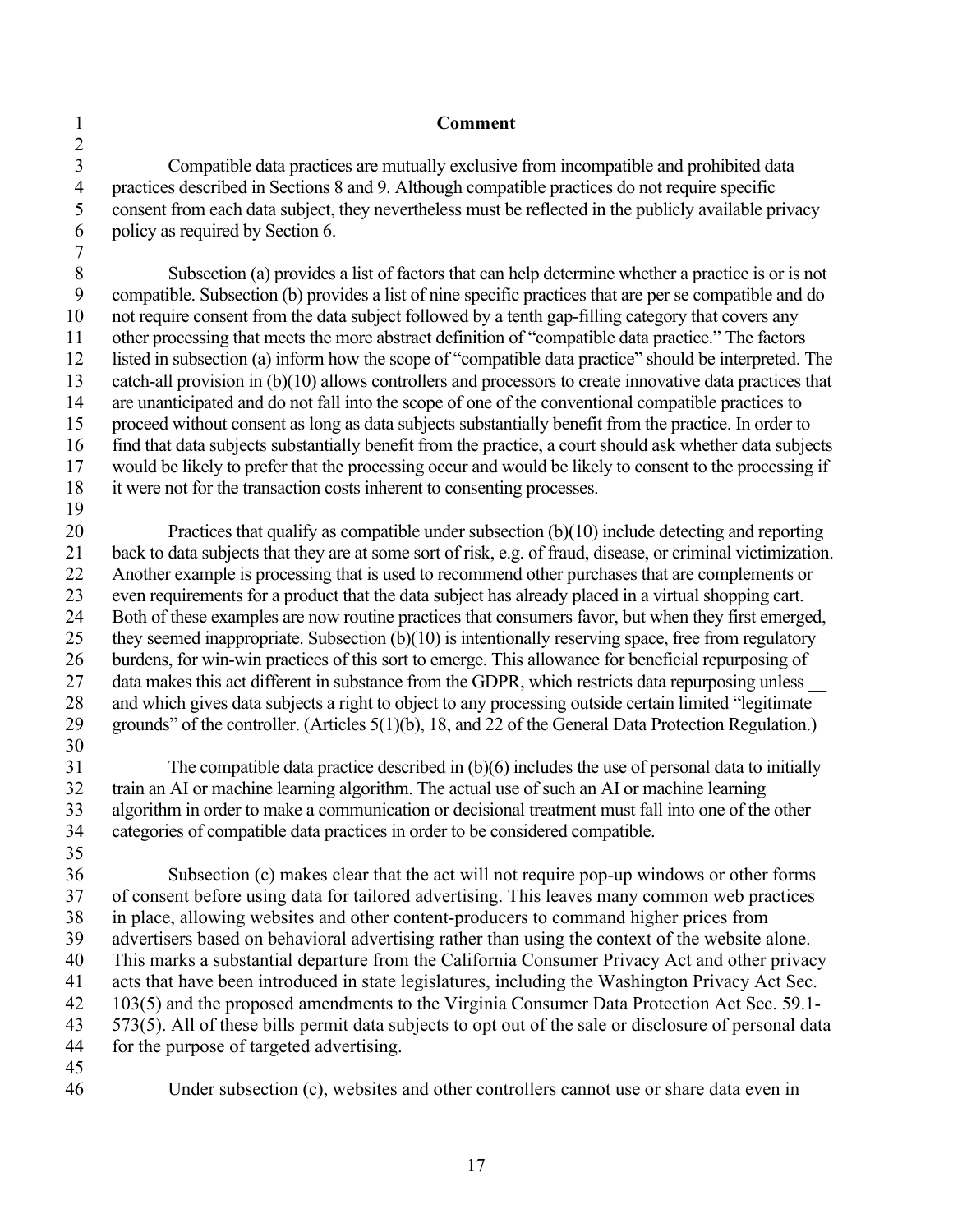**Comment**

Compatible data practices are mutually exclusive from incompatible and prohibited data practices described in Sections 8 and 9. Although compatible practices do not require specific consent from each data subject, they nevertheless must be reflected in the publicly available privacy policy as required by Section 6.

Subsection (a) provides a list of factors that can help determine whether a practice is or is not compatible. Subsection (b) provides a list of nine specific practices that are per se compatible and do not require consent from the data subject followed by a tenth gap-filling category that covers any other processing that meets the more abstract definition of "compatible data practice." The factors listed in subsection (a) inform how the scope of "compatible data practice" should be interpreted. The catch-all provision in (b)(10) allows controllers and processors to create innovative data practices that are unanticipated and do not fall into the scope of one of the conventional compatible practices to proceed without consent as long as data subjects substantially benefit from the practice. In order to find that data subjects substantially benefit from the practice, a court should ask whether data subjects would be likely to prefer that the processing occur and would be likely to consent to the processing if it were not for the transaction costs inherent to consenting processes.

Practices that qualify as compatible under subsection (b)(10) include detecting and reporting back to data subjects that they are at some sort of risk, e.g. of fraud, disease, or criminal victimization. Another example is processing that is used to recommend other purchases that are complements or even requirements for a product that the data subject has already placed in a virtual shopping cart. Both of these examples are now routine practices that consumers favor, but when they first emerged, they seemed inappropriate. Subsection (b)(10) is intentionally reserving space, free from regulatory burdens, for win-win practices of this sort to emerge. This allowance for beneficial repurposing of data makes this act different in substance from the GDPR, which restricts data repurposing unless __ and which gives data subjects a right to object to any processing outside certain limited "legitimate grounds" of the controller. (Articles 5(1)(b), 18, and 22 of the General Data Protection Regulation.)

The compatible data practice described in (b)(6) includes the use of personal data to initially train an AI or machine learning algorithm. The actual use of such an AI or machine learning algorithm in order to make a communication or decisional treatment must fall into one of the other categories of compatible data practices in order to be considered compatible.

Subsection (c) makes clear that the act will not require pop-up windows or other forms of consent before using data for tailored advertising. This leaves many common web practices in place, allowing websites and other content-producers to command higher prices from advertisers based on behavioral advertising rather than using the context of the website alone. This marks a substantial departure from the California Consumer Privacy Act and other privacy acts that have been introduced in state legislatures, including the Washington Privacy Act Sec. 103(5) and the proposed amendments to the Virginia Consumer Data Protection Act Sec. 59.1-573(5). All of these bills permit data subjects to opt out of the sale or disclosure of personal data for the purpose of targeted advertising.

Under subsection (c), websites and other controllers cannot use or share data even in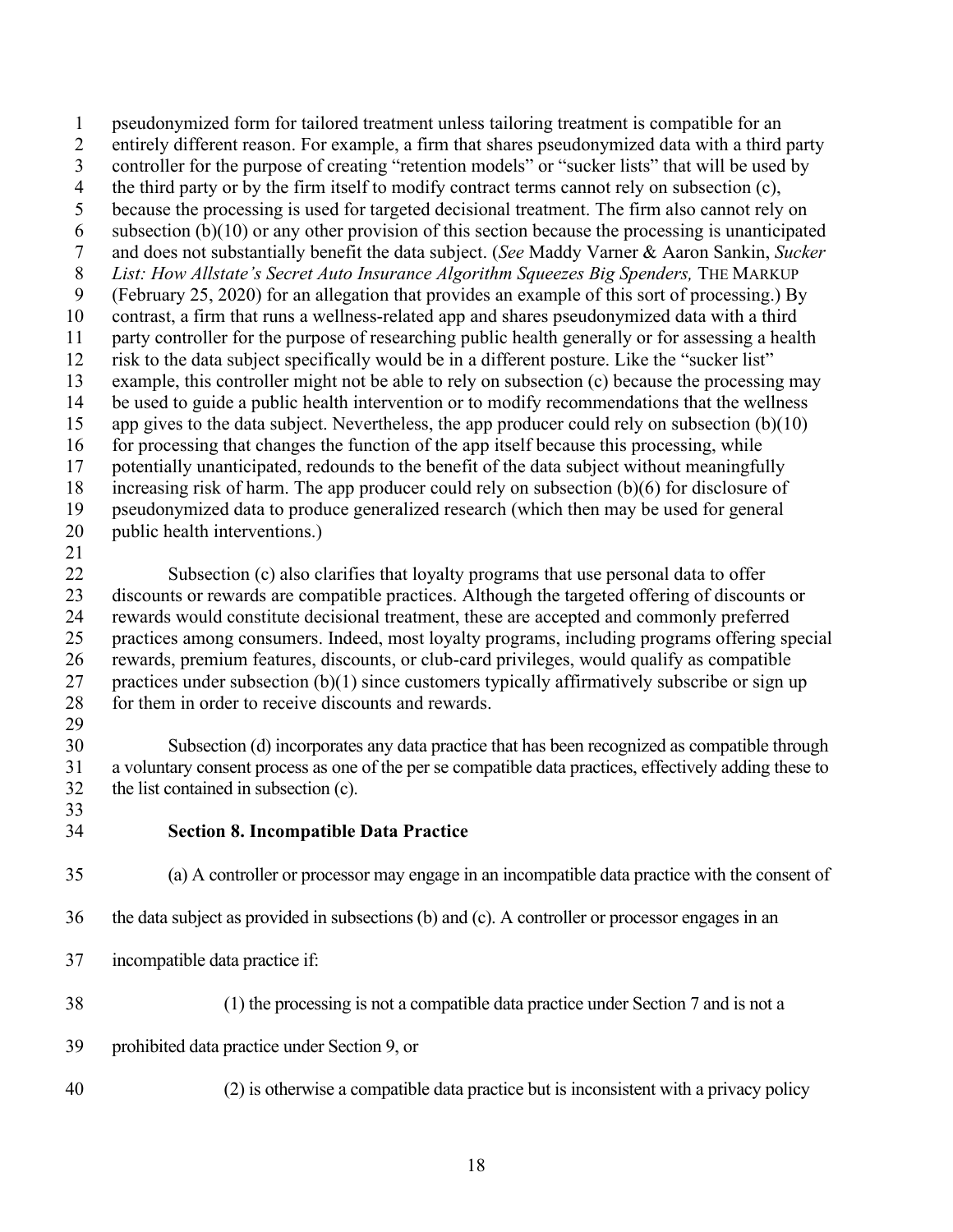pseudonymized form for tailored treatment unless tailoring treatment is compatible for an entirely different reason. For example, a firm that shares pseudonymized data with a third party controller for the purpose of creating "retention models" or "sucker lists" that will be used by the third party or by the firm itself to modify contract terms cannot rely on subsection (c), because the processing is used for targeted decisional treatment. The firm also cannot rely on subsection (b)(10) or any other provision of this section because the processing is unanticipated and does not substantially benefit the data subject. (*See* Maddy Varner & Aaron Sankin, *Sucker List: How Allstate's Secret Auto Insurance Algorithm Squeezes Big Spenders,* THE MARKUP (February 25, 2020) for an allegation that provides an example of this sort of processing.) By contrast, a firm that runs a wellness-related app and shares pseudonymized data with a third party controller for the purpose of researching public health generally or for assessing a health risk to the data subject specifically would be in a different posture. Like the "sucker list" example, this controller might not be able to rely on subsection (c) because the processing may be used to guide a public health intervention or to modify recommendations that the wellness app gives to the data subject. Nevertheless, the app producer could rely on subsection (b)(10) for processing that changes the function of the app itself because this processing, while potentially unanticipated, redounds to the benefit of the data subject without meaningfully increasing risk of harm. The app producer could rely on subsection (b)(6) for disclosure of pseudonymized data to produce generalized research (which then may be used for general public health interventions.)

Subsection (c) also clarifies that loyalty programs that use personal data to offer discounts or rewards are compatible practices. Although the targeted offering of discounts or rewards would constitute decisional treatment, these are accepted and commonly preferred practices among consumers. Indeed, most loyalty programs, including programs offering special rewards, premium features, discounts, or club-card privileges, would qualify as compatible practices under subsection (b)(1) since customers typically affirmatively subscribe or sign up for them in order to receive discounts and rewards.

Subsection (d) incorporates any data practice that has been recognized as compatible through a voluntary consent process as one of the per se compatible data practices, effectively adding these to the list contained in subsection (c).

**Section 8. Incompatible Data Practice**

(a) A controller or processor may engage in an incompatible data practice with the consent of the data subject as provided in subsections (b) and (c). A controller or processor engages in an incompatible data practice if:

(1) the processing is not a compatible data practice under Section 7 and is not a prohibited data practice under Section 9, or

(2) is otherwise a compatible data practice but is inconsistent with a privacy policy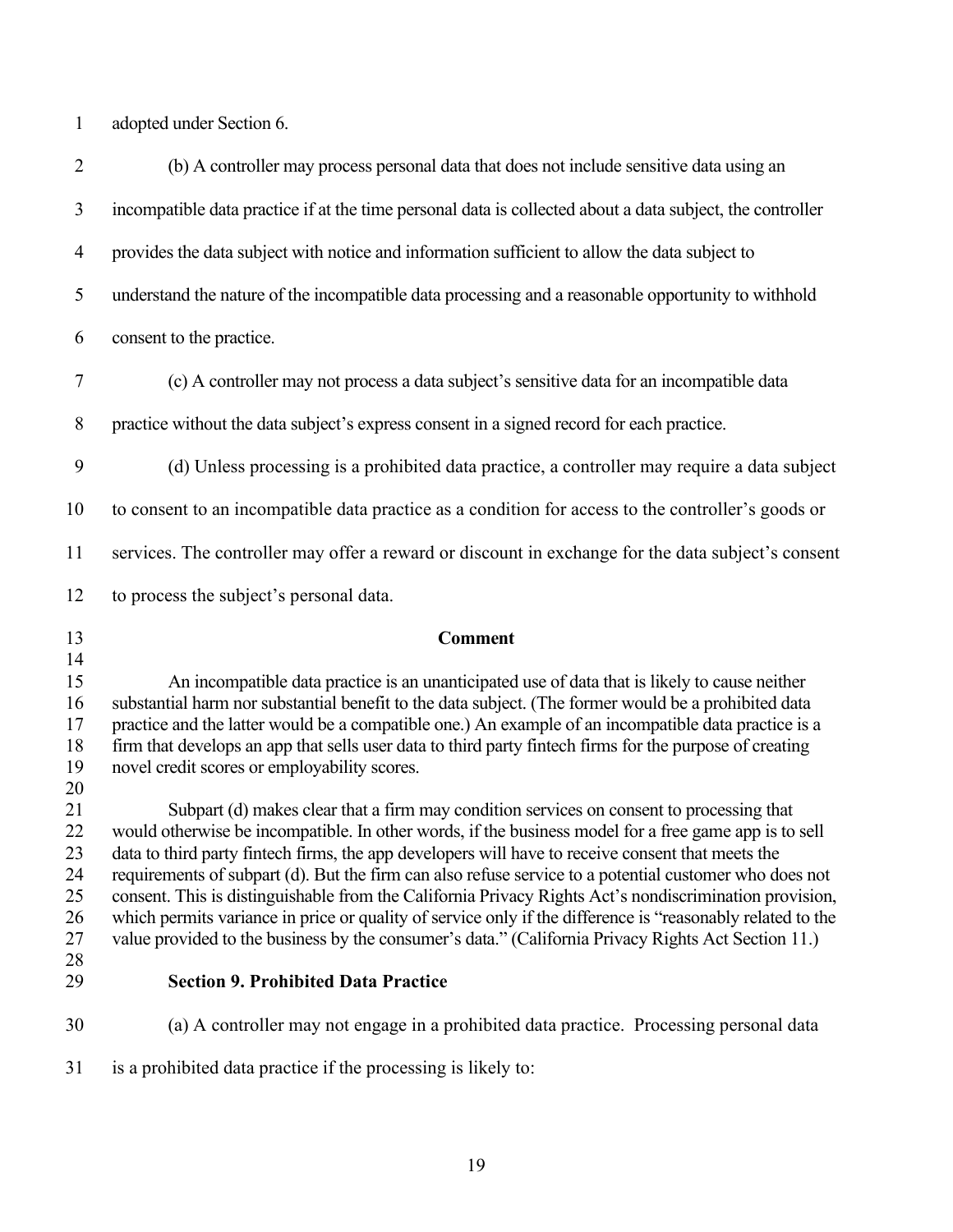adopted under Section 6.

(b) A controller may process personal data that does not include sensitive data using an incompatible data practice if at the time personal data is collected about a data subject, the controller provides the data subject with notice and information sufficient to allow the data subject to understand the nature of the incompatible data processing and a reasonable opportunity to withhold consent to the practice.

(c) A controller may not process a data subject's sensitive data for an incompatible data practice without the data subject's express consent in a signed record for each practice.

(d) Unless processing is a prohibited data practice, a controller may require a data subject to consent to an incompatible data practice as a condition for access to the controller's goods or services. The controller may offer a reward or discount in exchange for the data subject's consent to process the subject's personal data.

**Comment**

An incompatible data practice is an unanticipated use of data that is likely to cause neither substantial harm nor substantial benefit to the data subject. (The former would be a prohibited data practice and the latter would be a compatible one.) An example of an incompatible data practice is a firm that develops an app that sells user data to third party fintech firms for the purpose of creating novel credit scores or employability scores.

Subpart (d) makes clear that a firm may condition services on consent to processing that would otherwise be incompatible. In other words, if the business model for a free game app is to sell data to third party fintech firms, the app developers will have to receive consent that meets the requirements of subpart (d). But the firm can also refuse service to a potential customer who does not consent. This is distinguishable from the California Privacy Rights Act's nondiscrimination provision, which permits variance in price or quality of service only if the difference is "reasonably related to the value provided to the business by the consumer's data." (California Privacy Rights Act Section 11.)

**Section 9. Prohibited Data Practice**

(a) A controller may not engage in a prohibited data practice. Processing personal data is a prohibited data practice if the processing is likely to: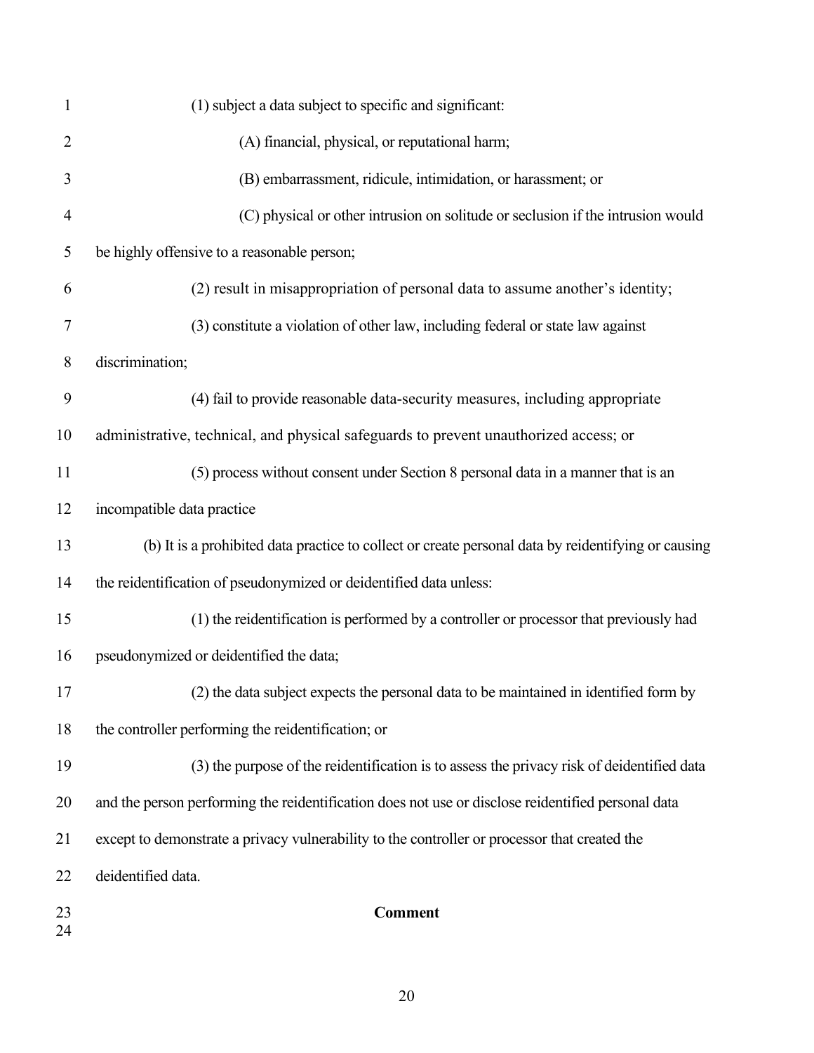(1) subject a data subject to specific and significant:

(A) financial, physical, or reputational harm;

(B) embarrassment, ridicule, intimidation, or harassment; or

(C) physical or other intrusion on solitude or seclusion if the intrusion would be highly offensive to a reasonable person;

(2) result in misappropriation of personal data to assume another's identity;

(3) constitute a violation of other law, including federal or state law against discrimination;

(4) fail to provide reasonable data-security measures, including appropriate administrative, technical, and physical safeguards to prevent unauthorized access; or

(5) process without consent under Section 8 personal data in a manner that is an incompatible data practice

(b) It is a prohibited data practice to collect or create personal data by reidentifying or causing the reidentification of pseudonymized or deidentified data unless:

(1) the reidentification is performed by a controller or processor that previously had pseudonymized or deidentified the data;

(2) the data subject expects the personal data to be maintained in identified form by the controller performing the reidentification; or

(3) the purpose of the reidentification is to assess the privacy risk of deidentified data and the person performing the reidentification does not use or disclose reidentified personal data except to demonstrate a privacy vulnerability to the controller or processor that created the deidentified data.

**Comment**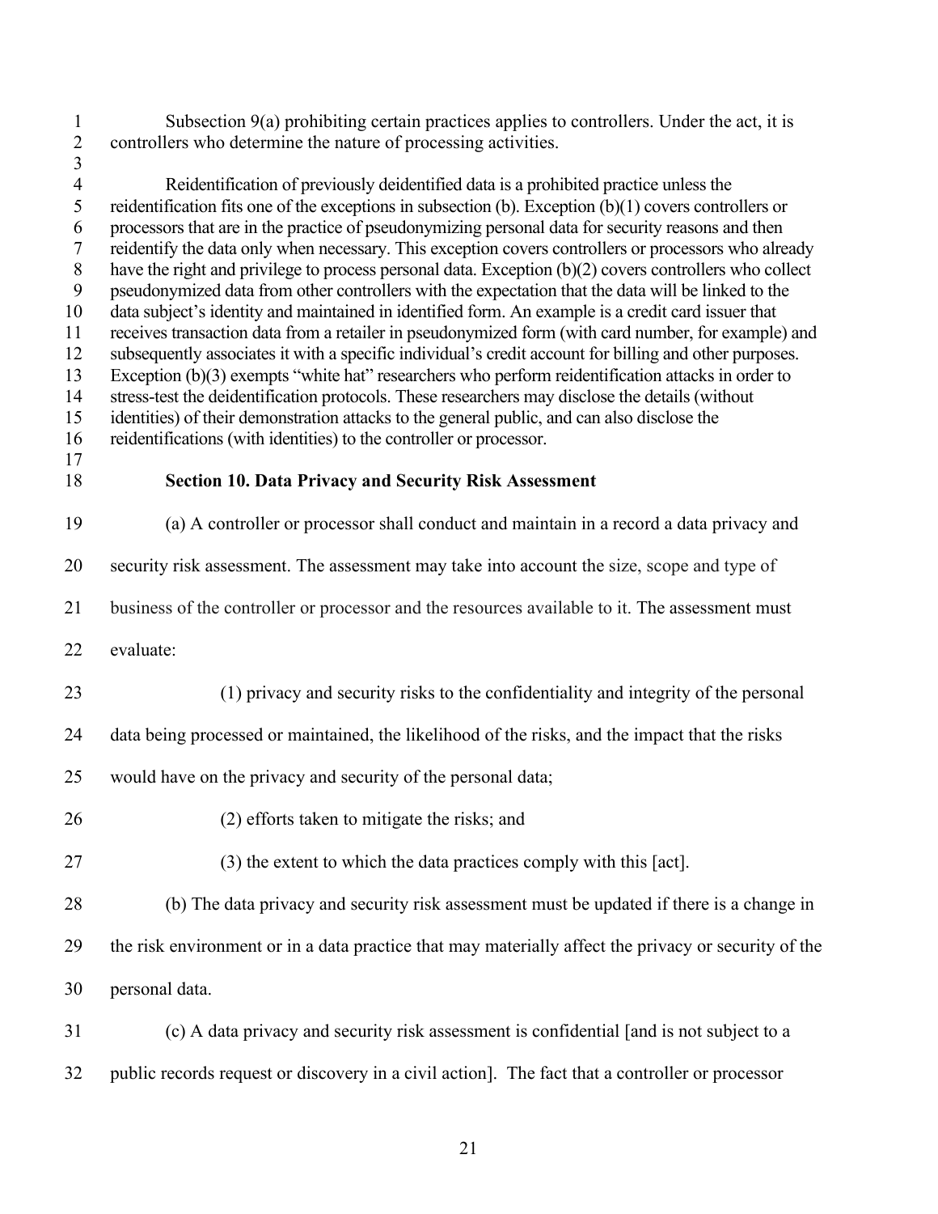Subsection 9(a) prohibiting certain practices applies to controllers. Under the act, it is controllers who determine the nature of processing activities.

Reidentification of previously deidentified data is a prohibited practice unless the reidentification fits one of the exceptions in subsection (b). Exception (b)(1) covers controllers or processors that are in the practice of pseudonymizing personal data for security reasons and then reidentify the data only when necessary. This exception covers controllers or processors who already have the right and privilege to process personal data. Exception (b)(2) covers controllers who collect pseudonymized data from other controllers with the expectation that the data will be linked to the data subject's identity and maintained in identified form. An example is a credit card issuer that receives transaction data from a retailer in pseudonymized form (with card number, for example) and subsequently associates it with a specific individual's credit account for billing and other purposes. Exception (b)(3) exempts "white hat" researchers who perform reidentification attacks in order to stress-test the deidentification protocols. These researchers may disclose the details (without identities) of their demonstration attacks to the general public, and can also disclose the reidentifications (with identities) to the controller or processor.

**Section 10. Data Privacy and Security Risk Assessment**

(a) A controller or processor shall conduct and maintain in a record a data privacy and security risk assessment. The assessment may take into account the size, scope and type of business of the controller or processor and the resources available to it. The assessment must evaluate:

(1) privacy and security risks to the confidentiality and integrity of the personal data being processed or maintained, the likelihood of the risks, and the impact that the risks would have on the privacy and security of the personal data;

(2) efforts taken to mitigate the risks; and

(3) the extent to which the data practices comply with this [act].

(b) The data privacy and security risk assessment must be updated if there is a change in the risk environment or in a data practice that may materially affect the privacy or security of the personal data.

(c) A data privacy and security risk assessment is confidential [and is not subject to a public records request or discovery in a civil action]. The fact that a controller or processor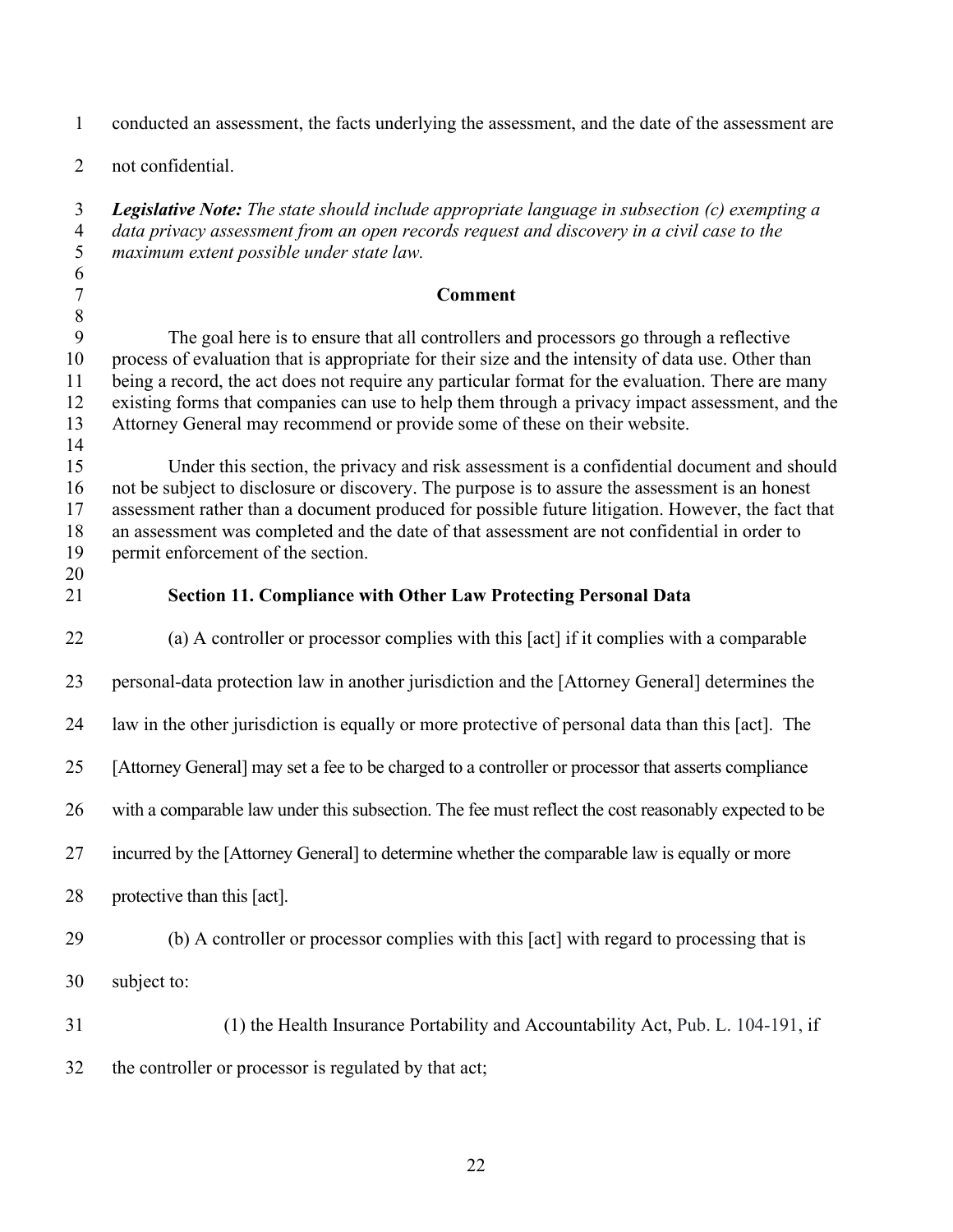conducted an assessment, the facts underlying the assessment, and the date of the assessment are not confidential.

***Legislative Note:*** *The state should include appropriate language in subsection (c) exempting a data privacy assessment from an open records request and discovery in a civil case to the maximum extent possible under state law.*

**Comment**

The goal here is to ensure that all controllers and processors go through a reflective process of evaluation that is appropriate for their size and the intensity of data use. Other than being a record, the act does not require any particular format for the evaluation. There are many existing forms that companies can use to help them through a privacy impact assessment, and the Attorney General may recommend or provide some of these on their website.

Under this section, the privacy and risk assessment is a confidential document and should not be subject to disclosure or discovery. The purpose is to assure the assessment is an honest assessment rather than a document produced for possible future litigation. However, the fact that an assessment was completed and the date of that assessment are not confidential in order to permit enforcement of the section.

## Section 11. Compliance with Other Law Protecting Personal Data

(a) A controller or processor complies with this [act] if it complies with a comparable personal-data protection law in another jurisdiction and the [Attorney General] determines the law in the other jurisdiction is equally or more protective of personal data than this [act]. The [Attorney General] may set a fee to be charged to a controller or processor that asserts compliance with a comparable law under this subsection. The fee must reflect the cost reasonably expected to be incurred by the [Attorney General] to determine whether the comparable law is equally or more protective than this [act].

(b) A controller or processor complies with this [act] with regard to processing that is subject to:

(1) the Health Insurance Portability and Accountability Act, Pub. L. 104-191, if the controller or processor is regulated by that act;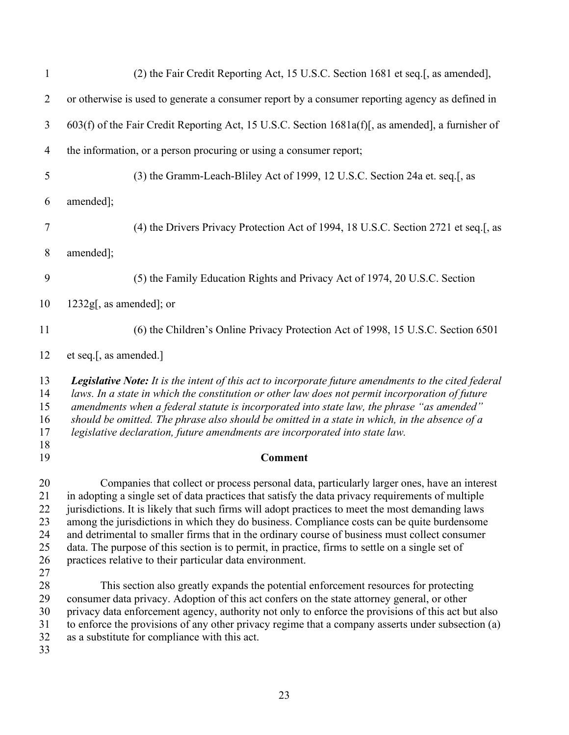(2) the Fair Credit Reporting Act, 15 U.S.C. Section 1681 et seq.[, as amended], or otherwise is used to generate a consumer report by a consumer reporting agency as defined in 603(f) of the Fair Credit Reporting Act, 15 U.S.C. Section 1681a(f)[, as amended], a furnisher of the information, or a person procuring or using a consumer report;

(3) the Gramm-Leach-Bliley Act of 1999, 12 U.S.C. Section 24a et. seq.[, as amended];

(4) the Drivers Privacy Protection Act of 1994, 18 U.S.C. Section 2721 et seq.[, as amended];

(5) the Family Education Rights and Privacy Act of 1974, 20 U.S.C. Section 1232g[, as amended]; or

(6) the Children's Online Privacy Protection Act of 1998, 15 U.S.C. Section 6501 et seq.[, as amended.]

***Legislative Note:*** *It is the intent of this act to incorporate future amendments to the cited federal laws. In a state in which the constitution or other law does not permit incorporation of future amendments when a federal statute is incorporated into state law, the phrase "as amended" should be omitted. The phrase also should be omitted in a state in which, in the absence of a legislative declaration, future amendments are incorporated into state law.*

**Comment**

Companies that collect or process personal data, particularly larger ones, have an interest in adopting a single set of data practices that satisfy the data privacy requirements of multiple jurisdictions. It is likely that such firms will adopt practices to meet the most demanding laws among the jurisdictions in which they do business. Compliance costs can be quite burdensome and detrimental to smaller firms that in the ordinary course of business must collect consumer data. The purpose of this section is to permit, in practice, firms to settle on a single set of practices relative to their particular data environment.

This section also greatly expands the potential enforcement resources for protecting consumer data privacy. Adoption of this act confers on the state attorney general, or other privacy data enforcement agency, authority not only to enforce the provisions of this act but also to enforce the provisions of any other privacy regime that a company asserts under subsection (a) as a substitute for compliance with this act.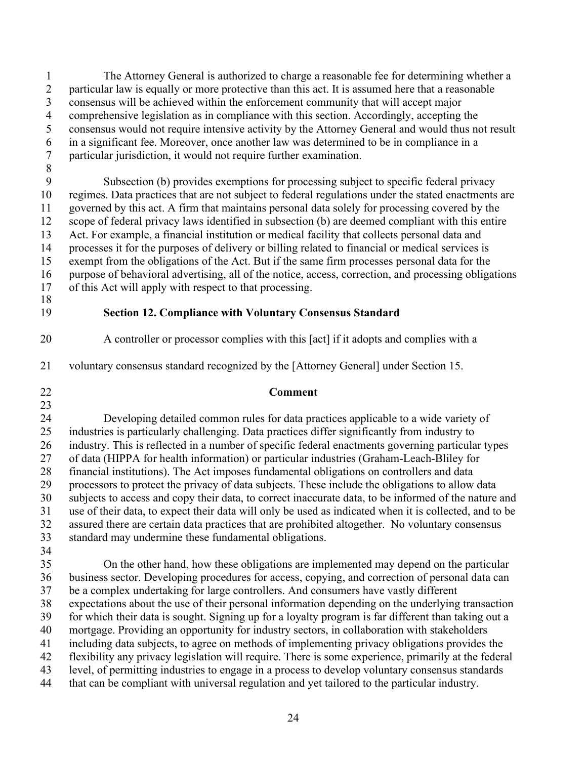The Attorney General is authorized to charge a reasonable fee for determining whether a particular law is equally or more protective than this act. It is assumed here that a reasonable consensus will be achieved within the enforcement community that will accept major comprehensive legislation as in compliance with this section. Accordingly, accepting the consensus would not require intensive activity by the Attorney General and would thus not result in a significant fee. Moreover, once another law was determined to be in compliance in a particular jurisdiction, it would not require further examination.

Subsection (b) provides exemptions for processing subject to specific federal privacy regimes. Data practices that are not subject to federal regulations under the stated enactments are governed by this act. A firm that maintains personal data solely for processing covered by the scope of federal privacy laws identified in subsection (b) are deemed compliant with this entire Act. For example, a financial institution or medical facility that collects personal data and processes it for the purposes of delivery or billing related to financial or medical services is exempt from the obligations of the Act. But if the same firm processes personal data for the purpose of behavioral advertising, all of the notice, access, correction, and processing obligations of this Act will apply with respect to that processing.

### Section 12. Compliance with Voluntary Consensus Standard

A controller or processor complies with this [act] if it adopts and complies with a voluntary consensus standard recognized by the [Attorney General] under Section 15.

**Comment**

Developing detailed common rules for data practices applicable to a wide variety of industries is particularly challenging. Data practices differ significantly from industry to industry. This is reflected in a number of specific federal enactments governing particular types of data (HIPPA for health information) or particular industries (Graham-Leach-Bliley for financial institutions). The Act imposes fundamental obligations on controllers and data processors to protect the privacy of data subjects. These include the obligations to allow data subjects to access and copy their data, to correct inaccurate data, to be informed of the nature and use of their data, to expect their data will only be used as indicated when it is collected, and to be assured there are certain data practices that are prohibited altogether. No voluntary consensus standard may undermine these fundamental obligations.

On the other hand, how these obligations are implemented may depend on the particular business sector. Developing procedures for access, copying, and correction of personal data can be a complex undertaking for large controllers. And consumers have vastly different expectations about the use of their personal information depending on the underlying transaction for which their data is sought. Signing up for a loyalty program is far different than taking out a mortgage. Providing an opportunity for industry sectors, in collaboration with stakeholders including data subjects, to agree on methods of implementing privacy obligations provides the flexibility any privacy legislation will require. There is some experience, primarily at the federal level, of permitting industries to engage in a process to develop voluntary consensus standards that can be compliant with universal regulation and yet tailored to the particular industry.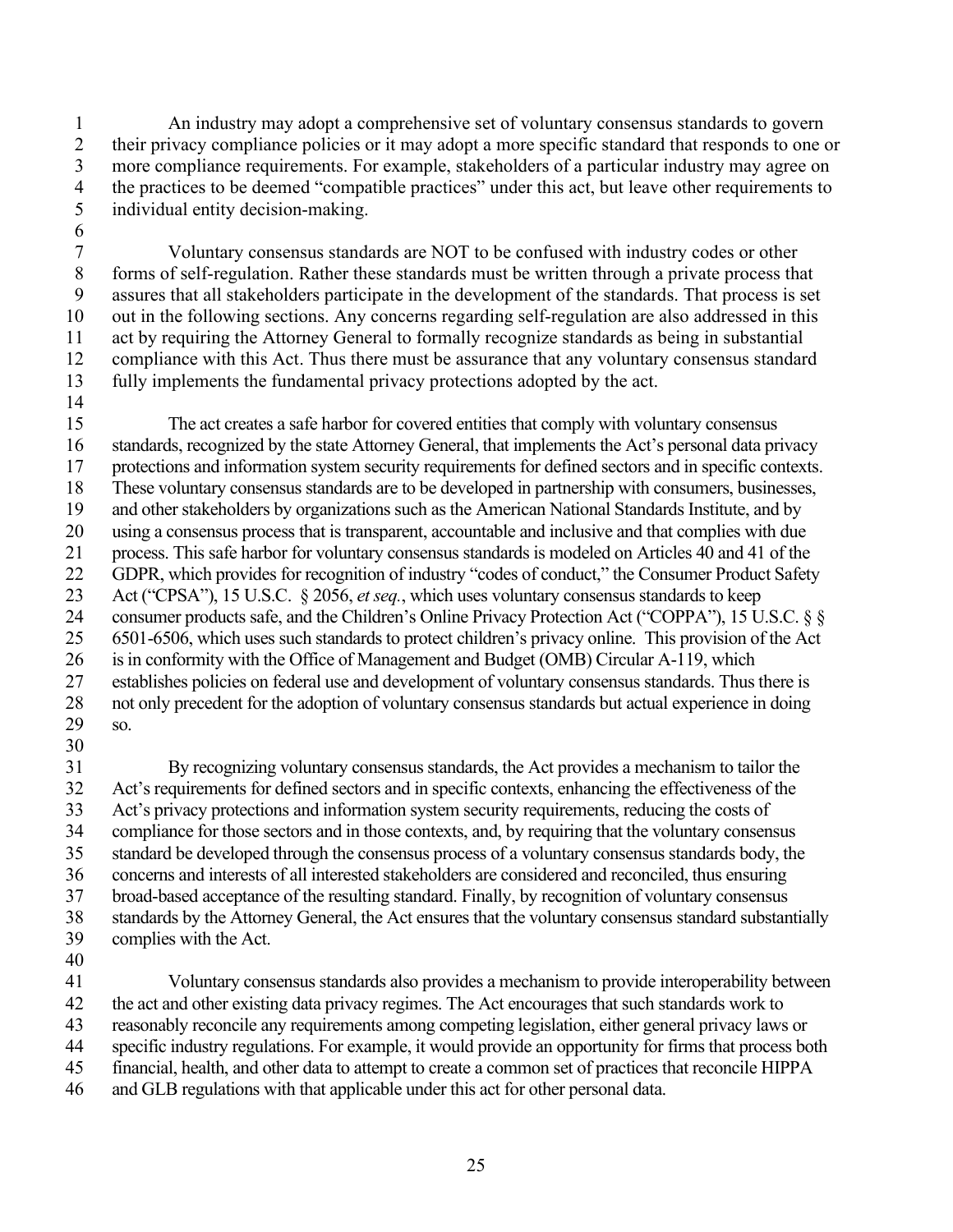An industry may adopt a comprehensive set of voluntary consensus standards to govern their privacy compliance policies or it may adopt a more specific standard that responds to one or more compliance requirements. For example, stakeholders of a particular industry may agree on the practices to be deemed "compatible practices" under this act, but leave other requirements to individual entity decision-making.

Voluntary consensus standards are NOT to be confused with industry codes or other forms of self-regulation. Rather these standards must be written through a private process that assures that all stakeholders participate in the development of the standards. That process is set out in the following sections. Any concerns regarding self-regulation are also addressed in this act by requiring the Attorney General to formally recognize standards as being in substantial compliance with this Act. Thus there must be assurance that any voluntary consensus standard fully implements the fundamental privacy protections adopted by the act.

The act creates a safe harbor for covered entities that comply with voluntary consensus standards, recognized by the state Attorney General, that implements the Act's personal data privacy protections and information system security requirements for defined sectors and in specific contexts. These voluntary consensus standards are to be developed in partnership with consumers, businesses, and other stakeholders by organizations such as the American National Standards Institute, and by using a consensus process that is transparent, accountable and inclusive and that complies with due process. This safe harbor for voluntary consensus standards is modeled on Articles 40 and 41 of the GDPR, which provides for recognition of industry "codes of conduct," the Consumer Product Safety Act ("CPSA"), 15 U.S.C. § 2056, *et seq.*, which uses voluntary consensus standards to keep consumer products safe, and the Children's Online Privacy Protection Act ("COPPA"), 15 U.S.C. § § 6501-6506, which uses such standards to protect children's privacy online. This provision of the Act is in conformity with the Office of Management and Budget (OMB) Circular A-119, which establishes policies on federal use and development of voluntary consensus standards. Thus there is not only precedent for the adoption of voluntary consensus standards but actual experience in doing so.

By recognizing voluntary consensus standards, the Act provides a mechanism to tailor the Act's requirements for defined sectors and in specific contexts, enhancing the effectiveness of the Act's privacy protections and information system security requirements, reducing the costs of compliance for those sectors and in those contexts, and, by requiring that the voluntary consensus standard be developed through the consensus process of a voluntary consensus standards body, the concerns and interests of all interested stakeholders are considered and reconciled, thus ensuring broad-based acceptance of the resulting standard. Finally, by recognition of voluntary consensus standards by the Attorney General, the Act ensures that the voluntary consensus standard substantially complies with the Act.

Voluntary consensus standards also provides a mechanism to provide interoperability between the act and other existing data privacy regimes. The Act encourages that such standards work to reasonably reconcile any requirements among competing legislation, either general privacy laws or specific industry regulations. For example, it would provide an opportunity for firms that process both financial, health, and other data to attempt to create a common set of practices that reconcile HIPPA and GLB regulations with that applicable under this act for other personal data.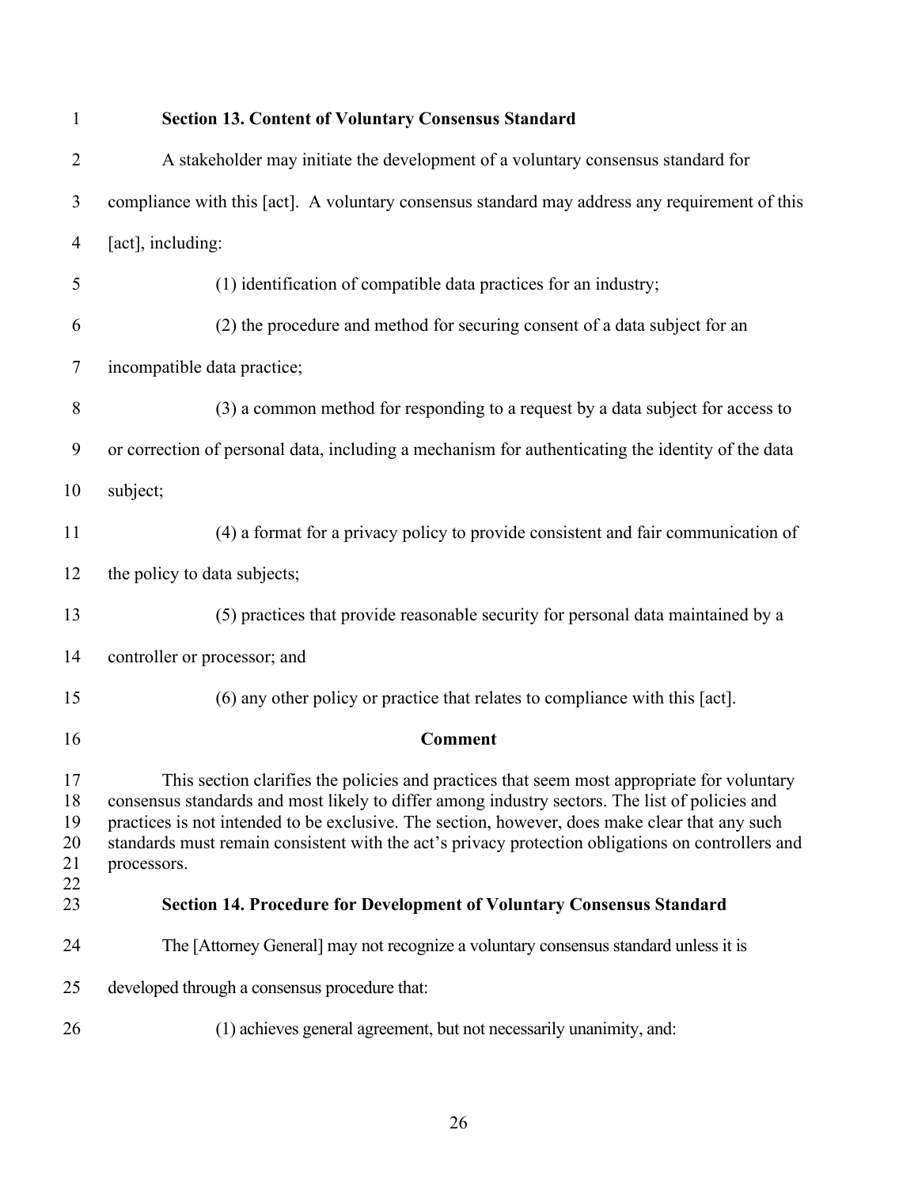**Section 13. Content of Voluntary Consensus Standard**

A stakeholder may initiate the development of a voluntary consensus standard for compliance with this [act]. A voluntary consensus standard may address any requirement of this [act], including:

(1) identification of compatible data practices for an industry;

(2) the procedure and method for securing consent of a data subject for an incompatible data practice;

(3) a common method for responding to a request by a data subject for access to or correction of personal data, including a mechanism for authenticating the identity of the data subject;

(4) a format for a privacy policy to provide consistent and fair communication of the policy to data subjects;

(5) practices that provide reasonable security for personal data maintained by a controller or processor; and

(6) any other policy or practice that relates to compliance with this [act].

**Comment**

This section clarifies the policies and practices that seem most appropriate for voluntary consensus standards and most likely to differ among industry sectors. The list of policies and practices is not intended to be exclusive. The section, however, does make clear that any such standards must remain consistent with the act's privacy protection obligations on controllers and processors.

**Section 14. Procedure for Development of Voluntary Consensus Standard**

The [Attorney General] may not recognize a voluntary consensus standard unless it is developed through a consensus procedure that:

(1) achieves general agreement, but not necessarily unanimity, and: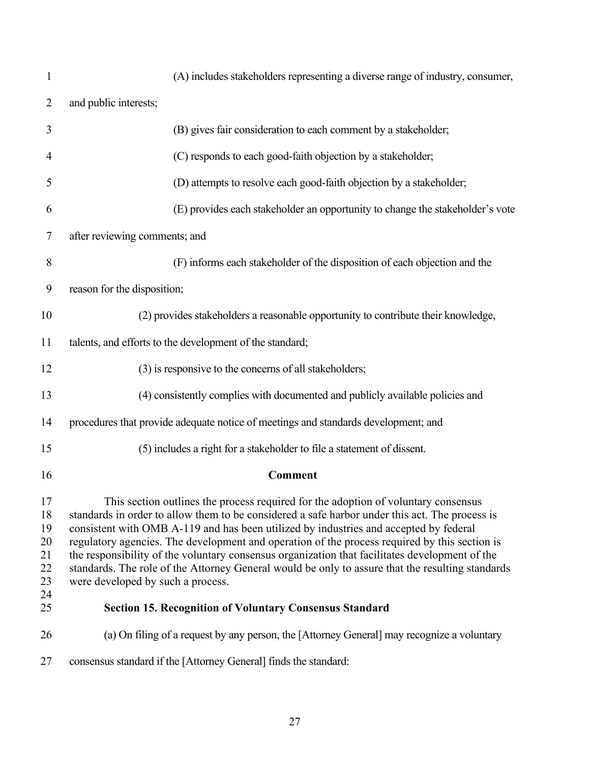(A) includes stakeholders representing a diverse range of industry, consumer, and public interests;

(B) gives fair consideration to each comment by a stakeholder;

(C) responds to each good-faith objection by a stakeholder;

(D) attempts to resolve each good-faith objection by a stakeholder;

(E) provides each stakeholder an opportunity to change the stakeholder's vote after reviewing comments; and

(F) informs each stakeholder of the disposition of each objection and the reason for the disposition;

(2) provides stakeholders a reasonable opportunity to contribute their knowledge, talents, and efforts to the development of the standard;

(3) is responsive to the concerns of all stakeholders;

(4) consistently complies with documented and publicly available policies and procedures that provide adequate notice of meetings and standards development; and

(5) includes a right for a stakeholder to file a statement of dissent.

**Comment**

This section outlines the process required for the adoption of voluntary consensus standards in order to allow them to be considered a safe harbor under this act. The process is consistent with OMB A-119 and has been utilized by industries and accepted by federal regulatory agencies. The development and operation of the process required by this section is the responsibility of the voluntary consensus organization that facilitates development of the standards. The role of the Attorney General would be only to assure that the resulting standards were developed by such a process.

### Section 15. Recognition of Voluntary Consensus Standard

(a) On filing of a request by any person, the [Attorney General] may recognize a voluntary consensus standard if the [Attorney General] finds the standard: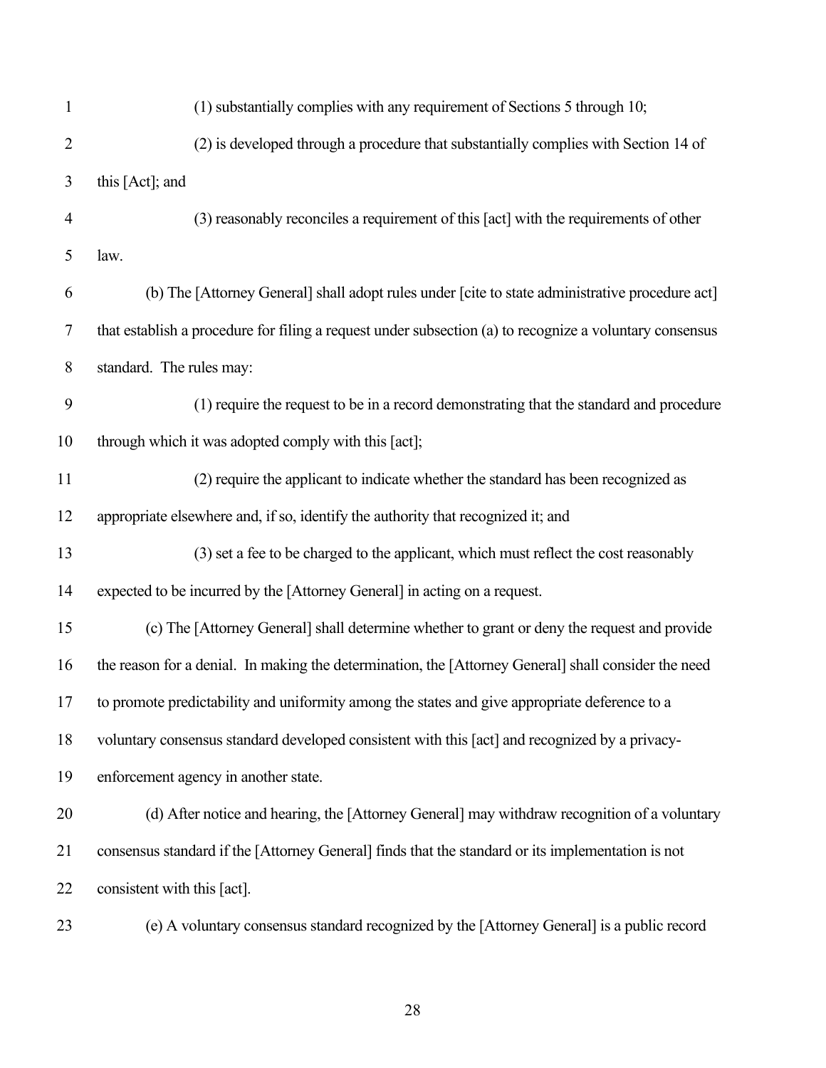(1) substantially complies with any requirement of Sections 5 through 10;

(2) is developed through a procedure that substantially complies with Section 14 of this [Act]; and

(3) reasonably reconciles a requirement of this [act] with the requirements of other law.

(b) The [Attorney General] shall adopt rules under [cite to state administrative procedure act] that establish a procedure for filing a request under subsection (a) to recognize a voluntary consensus standard. The rules may:

(1) require the request to be in a record demonstrating that the standard and procedure through which it was adopted comply with this [act];

(2) require the applicant to indicate whether the standard has been recognized as appropriate elsewhere and, if so, identify the authority that recognized it; and

(3) set a fee to be charged to the applicant, which must reflect the cost reasonably expected to be incurred by the [Attorney General] in acting on a request.

(c) The [Attorney General] shall determine whether to grant or deny the request and provide the reason for a denial. In making the determination, the [Attorney General] shall consider the need to promote predictability and uniformity among the states and give appropriate deference to a voluntary consensus standard developed consistent with this [act] and recognized by a privacy-enforcement agency in another state.

(d) After notice and hearing, the [Attorney General] may withdraw recognition of a voluntary consensus standard if the [Attorney General] finds that the standard or its implementation is not consistent with this [act].

(e) A voluntary consensus standard recognized by the [Attorney General] is a public record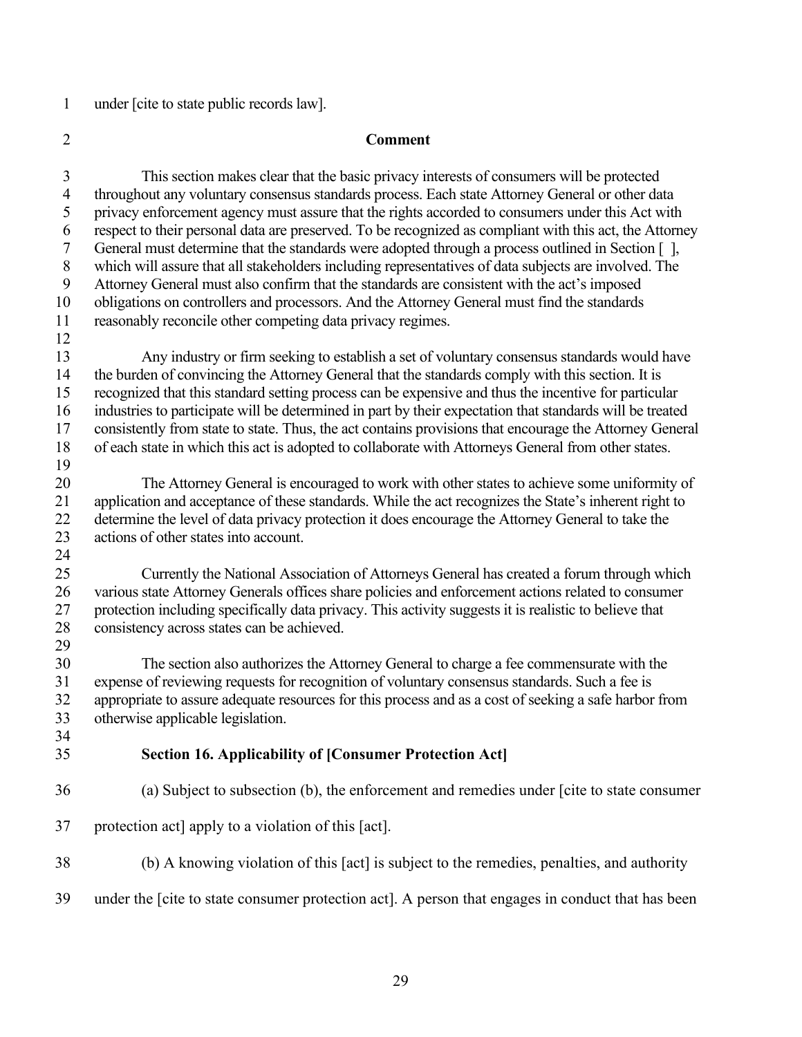under [cite to state public records law].

**Comment**

This section makes clear that the basic privacy interests of consumers will be protected throughout any voluntary consensus standards process. Each state Attorney General or other data privacy enforcement agency must assure that the rights accorded to consumers under this Act with respect to their personal data are preserved. To be recognized as compliant with this act, the Attorney General must determine that the standards were adopted through a process outlined in Section [ ], which will assure that all stakeholders including representatives of data subjects are involved. The Attorney General must also confirm that the standards are consistent with the act's imposed obligations on controllers and processors. And the Attorney General must find the standards reasonably reconcile other competing data privacy regimes.

Any industry or firm seeking to establish a set of voluntary consensus standards would have the burden of convincing the Attorney General that the standards comply with this section. It is recognized that this standard setting process can be expensive and thus the incentive for particular industries to participate will be determined in part by their expectation that standards will be treated consistently from state to state. Thus, the act contains provisions that encourage the Attorney General of each state in which this act is adopted to collaborate with Attorneys General from other states.

The Attorney General is encouraged to work with other states to achieve some uniformity of application and acceptance of these standards. While the act recognizes the State's inherent right to determine the level of data privacy protection it does encourage the Attorney General to take the actions of other states into account.

Currently the National Association of Attorneys General has created a forum through which various state Attorney Generals offices share policies and enforcement actions related to consumer protection including specifically data privacy. This activity suggests it is realistic to believe that consistency across states can be achieved.

The section also authorizes the Attorney General to charge a fee commensurate with the expense of reviewing requests for recognition of voluntary consensus standards. Such a fee is appropriate to assure adequate resources for this process and as a cost of seeking a safe harbor from otherwise applicable legislation.

## Section 16. Applicability of [Consumer Protection Act]

(a) Subject to subsection (b), the enforcement and remedies under [cite to state consumer protection act] apply to a violation of this [act].

(b) A knowing violation of this [act] is subject to the remedies, penalties, and authority under the [cite to state consumer protection act]. A person that engages in conduct that has been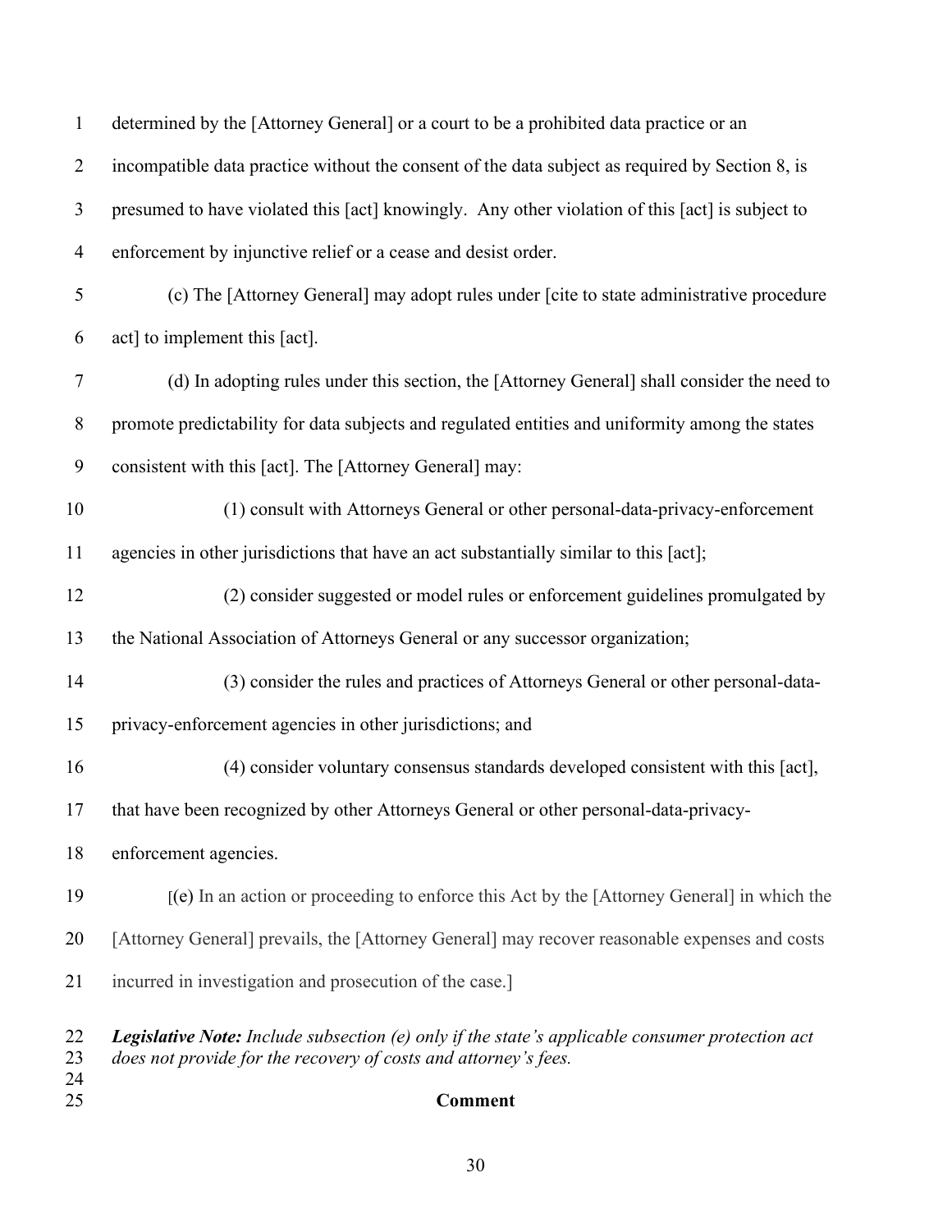determined by the [Attorney General] or a court to be a prohibited data practice or an incompatible data practice without the consent of the data subject as required by Section 8, is presumed to have violated this [act] knowingly. Any other violation of this [act] is subject to enforcement by injunctive relief or a cease and desist order.

(c) The [Attorney General] may adopt rules under [cite to state administrative procedure act] to implement this [act].

(d) In adopting rules under this section, the [Attorney General] shall consider the need to promote predictability for data subjects and regulated entities and uniformity among the states consistent with this [act]. The [Attorney General] may:

(1) consult with Attorneys General or other personal-data-privacy-enforcement agencies in other jurisdictions that have an act substantially similar to this [act];

(2) consider suggested or model rules or enforcement guidelines promulgated by the National Association of Attorneys General or any successor organization;

(3) consider the rules and practices of Attorneys General or other personal-data-privacy-enforcement agencies in other jurisdictions; and

(4) consider voluntary consensus standards developed consistent with this [act], that have been recognized by other Attorneys General or other personal-data-privacy-enforcement agencies.

[(e) In an action or proceeding to enforce this Act by the [Attorney General] in which the [Attorney General] prevails, the [Attorney General] may recover reasonable expenses and costs incurred in investigation and prosecution of the case.]

***Legislative Note:*** *Include subsection (e) only if the state's applicable consumer protection act does not provide for the recovery of costs and attorney's fees.*

**Comment**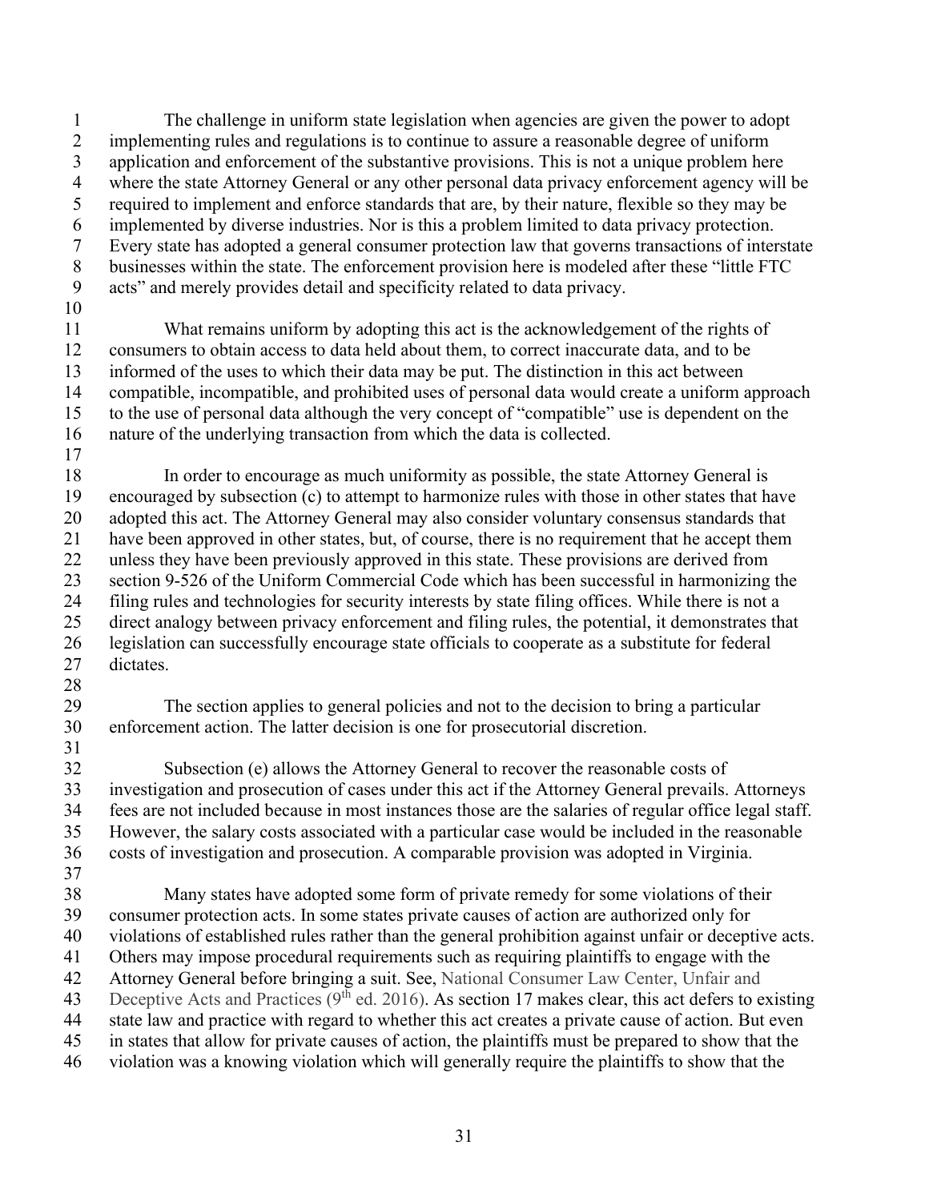The challenge in uniform state legislation when agencies are given the power to adopt implementing rules and regulations is to continue to assure a reasonable degree of uniform application and enforcement of the substantive provisions. This is not a unique problem here where the state Attorney General or any other personal data privacy enforcement agency will be required to implement and enforce standards that are, by their nature, flexible so they may be implemented by diverse industries. Nor is this a problem limited to data privacy protection. Every state has adopted a general consumer protection law that governs transactions of interstate businesses within the state. The enforcement provision here is modeled after these "little FTC acts" and merely provides detail and specificity related to data privacy.

What remains uniform by adopting this act is the acknowledgement of the rights of consumers to obtain access to data held about them, to correct inaccurate data, and to be informed of the uses to which their data may be put. The distinction in this act between compatible, incompatible, and prohibited uses of personal data would create a uniform approach to the use of personal data although the very concept of "compatible" use is dependent on the nature of the underlying transaction from which the data is collected.

In order to encourage as much uniformity as possible, the state Attorney General is encouraged by subsection (c) to attempt to harmonize rules with those in other states that have adopted this act. The Attorney General may also consider voluntary consensus standards that have been approved in other states, but, of course, there is no requirement that he accept them unless they have been previously approved in this state. These provisions are derived from section 9-526 of the Uniform Commercial Code which has been successful in harmonizing the filing rules and technologies for security interests by state filing offices. While there is not a direct analogy between privacy enforcement and filing rules, the potential, it demonstrates that legislation can successfully encourage state officials to cooperate as a substitute for federal dictates.

The section applies to general policies and not to the decision to bring a particular enforcement action. The latter decision is one for prosecutorial discretion.

Subsection (e) allows the Attorney General to recover the reasonable costs of investigation and prosecution of cases under this act if the Attorney General prevails. Attorneys fees are not included because in most instances those are the salaries of regular office legal staff. However, the salary costs associated with a particular case would be included in the reasonable costs of investigation and prosecution. A comparable provision was adopted in Virginia.

Many states have adopted some form of private remedy for some violations of their consumer protection acts. In some states private causes of action are authorized only for violations of established rules rather than the general prohibition against unfair or deceptive acts. Others may impose procedural requirements such as requiring plaintiffs to engage with the Attorney General before bringing a suit. See, National Consumer Law Center, Unfair and Deceptive Acts and Practices (9th ed. 2016). As section 17 makes clear, this act defers to existing state law and practice with regard to whether this act creates a private cause of action. But even in states that allow for private causes of action, the plaintiffs must be prepared to show that the violation was a knowing violation which will generally require the plaintiffs to show that the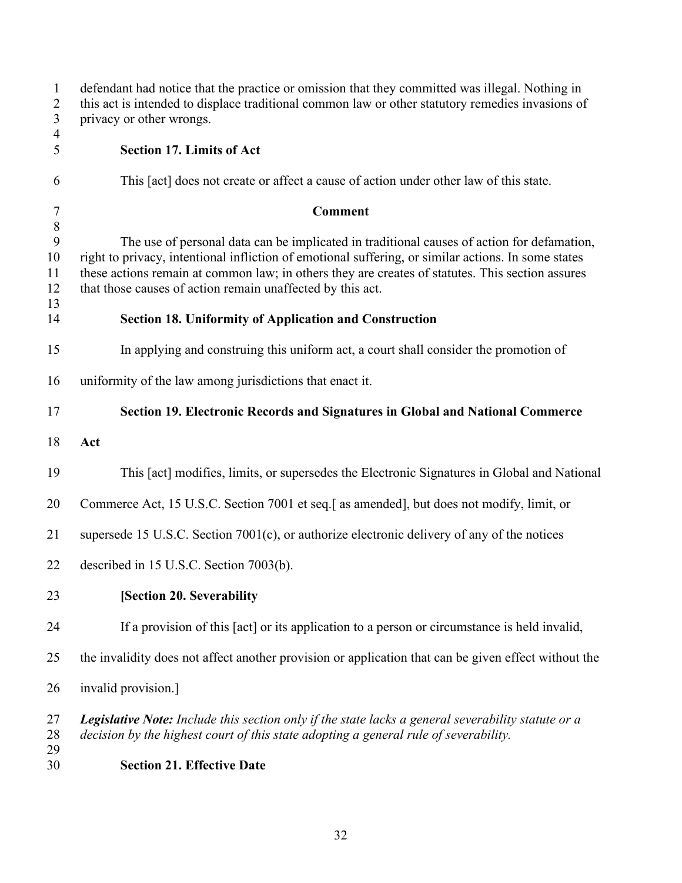defendant had notice that the practice or omission that they committed was illegal. Nothing in this act is intended to displace traditional common law or other statutory remedies invasions of privacy or other wrongs.

### Section 17. Limits of Act

This [act] does not create or affect a cause of action under other law of this state.

**Comment**

The use of personal data can be implicated in traditional causes of action for defamation, right to privacy, intentional infliction of emotional suffering, or similar actions. In some states these actions remain at common law; in others they are creates of statutes. This section assures that those causes of action remain unaffected by this act.

### Section 18. Uniformity of Application and Construction

In applying and construing this uniform act, a court shall consider the promotion of uniformity of the law among jurisdictions that enact it.

### Section 19. Electronic Records and Signatures in Global and National Commerce Act

This [act] modifies, limits, or supersedes the Electronic Signatures in Global and National Commerce Act, 15 U.S.C. Section 7001 et seq.[ as amended], but does not modify, limit, or supersede 15 U.S.C. Section 7001(c), or authorize electronic delivery of any of the notices described in 15 U.S.C. Section 7003(b).

### [Section 20. Severability

If a provision of this [act] or its application to a person or circumstance is held invalid, the invalidity does not affect another provision or application that can be given effect without the invalid provision.]

***Legislative Note:*** *Include this section only if the state lacks a general severability statute or a decision by the highest court of this state adopting a general rule of severability.*

### Section 21. Effective Date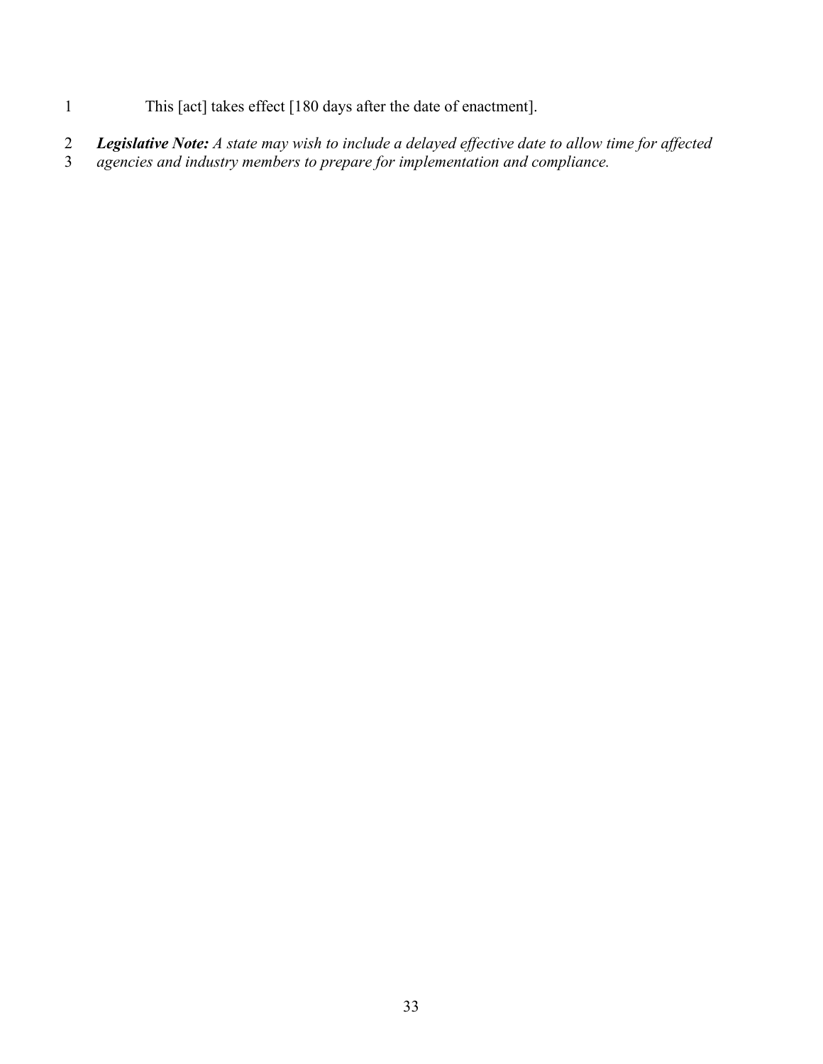This [act] takes effect [180 days after the date of enactment].

***Legislative Note:*** *A state may wish to include a delayed effective date to allow time for affected agencies and industry members to prepare for implementation and compliance.*